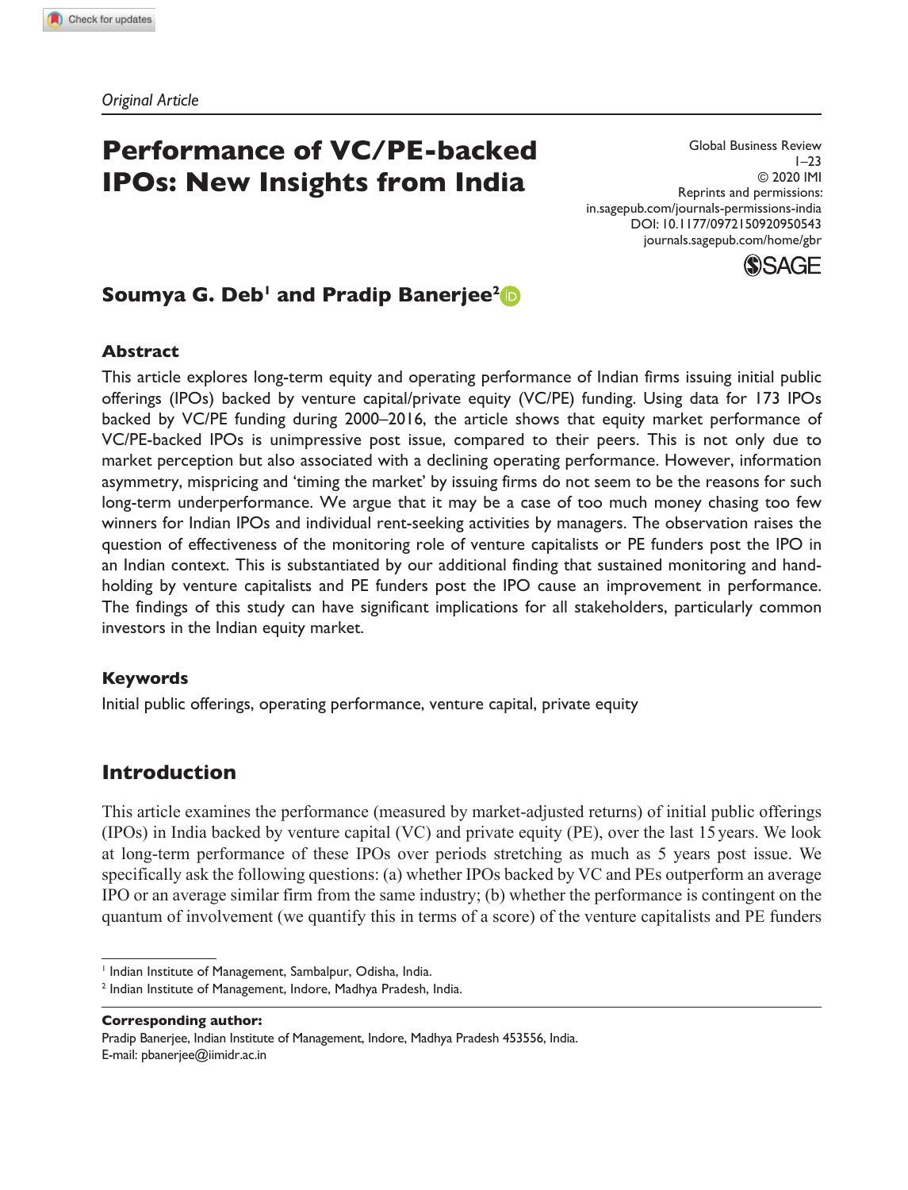*Original Article*

# Performance of VC/PE-backed IPOs: New Insights from India

Global Business Review
1–23
© 2020 IMI
Reprints and permissions:
in.sagepub.com/journals-permissions-india
DOI: 10.1177/0972150920950543
journals.sagepub.com/home/gbr

**Soumya G. Deb[1] and Pradip Banerjee[2]**

## Abstract

This article explores long-term equity and operating performance of Indian firms issuing initial public offerings (IPOs) backed by venture capital/private equity (VC/PE) funding. Using data for 173 IPOs backed by VC/PE funding during 2000–2016, the article shows that equity market performance of VC/PE-backed IPOs is unimpressive post issue, compared to their peers. This is not only due to market perception but also associated with a declining operating performance. However, information asymmetry, mispricing and 'timing the market' by issuing firms do not seem to be the reasons for such long-term underperformance. We argue that it may be a case of too much money chasing too few winners for Indian IPOs and individual rent-seeking activities by managers. The observation raises the question of effectiveness of the monitoring role of venture capitalists or PE funders post the IPO in an Indian context. This is substantiated by our additional finding that sustained monitoring and hand-holding by venture capitalists and PE funders post the IPO cause an improvement in performance. The findings of this study can have significant implications for all stakeholders, particularly common investors in the Indian equity market.

## Keywords

Initial public offerings, operating performance, venture capital, private equity

## Introduction

This article examines the performance (measured by market-adjusted returns) of initial public offerings (IPOs) in India backed by venture capital (VC) and private equity (PE), over the last 15 years. We look at long-term performance of these IPOs over periods stretching as much as 5 years post issue. We specifically ask the following questions: (a) whether IPOs backed by VC and PEs outperform an average IPO or an average similar firm from the same industry; (b) whether the performance is contingent on the quantum of involvement (we quantify this in terms of a score) of the venture capitalists and PE funders

[1] Indian Institute of Management, Sambalpur, Odisha, India.
[2] Indian Institute of Management, Indore, Madhya Pradesh, India.

**Corresponding author:**
Pradip Banerjee, Indian Institute of Management, Indore, Madhya Pradesh 453556, India.
E-mail: pbanerjee@iimidr.ac.in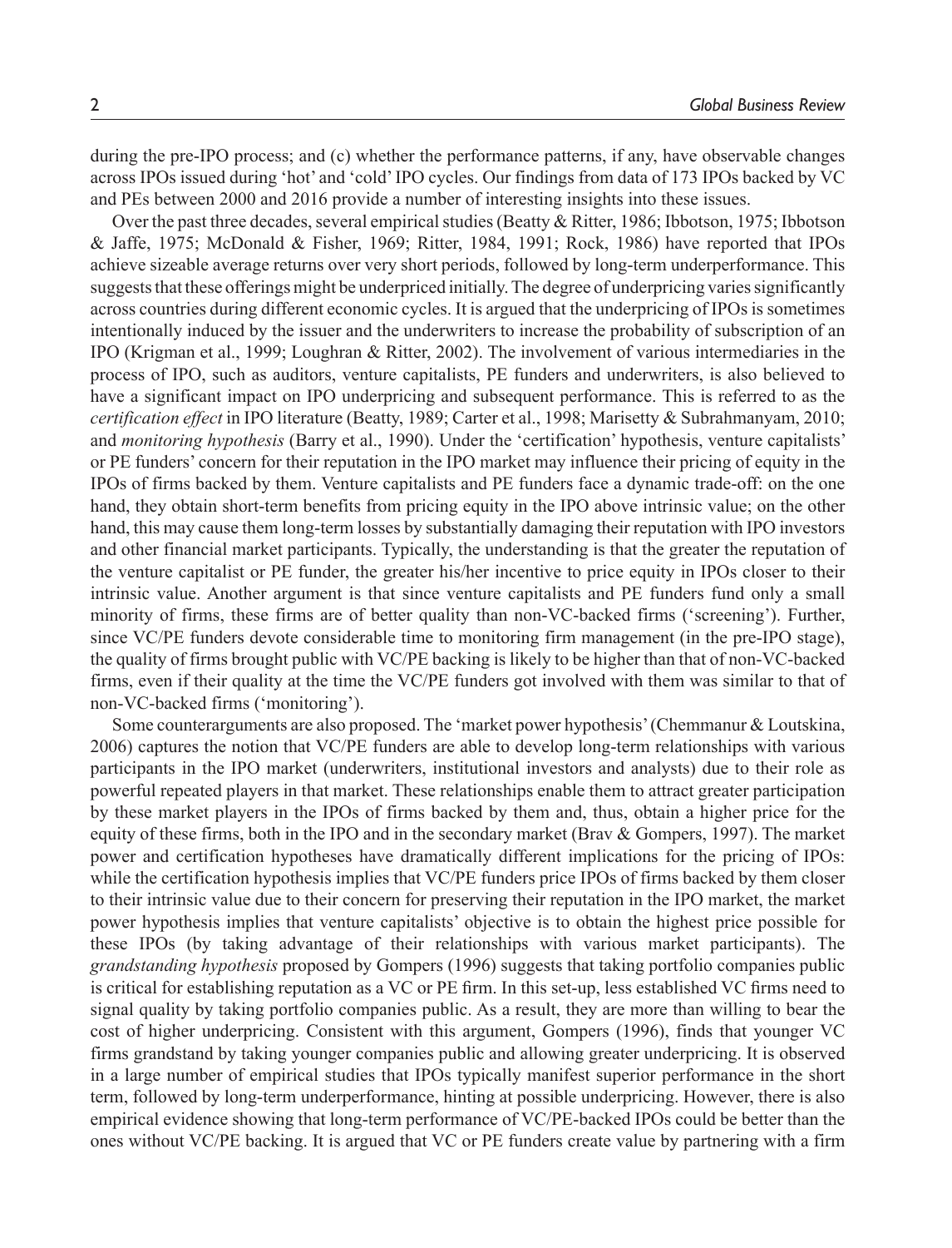during the pre-IPO process; and (c) whether the performance patterns, if any, have observable changes across IPOs issued during 'hot' and 'cold' IPO cycles. Our findings from data of 173 IPOs backed by VC and PEs between 2000 and 2016 provide a number of interesting insights into these issues.

Over the past three decades, several empirical studies (Beatty & Ritter, 1986; Ibbotson, 1975; Ibbotson & Jaffe, 1975; McDonald & Fisher, 1969; Ritter, 1984, 1991; Rock, 1986) have reported that IPOs achieve sizeable average returns over very short periods, followed by long-term underperformance. This suggests that these offerings might be underpriced initially. The degree of underpricing varies significantly across countries during different economic cycles. It is argued that the underpricing of IPOs is sometimes intentionally induced by the issuer and the underwriters to increase the probability of subscription of an IPO (Krigman et al., 1999; Loughran & Ritter, 2002). The involvement of various intermediaries in the process of IPO, such as auditors, venture capitalists, PE funders and underwriters, is also believed to have a significant impact on IPO underpricing and subsequent performance. This is referred to as the *certification effect* in IPO literature (Beatty, 1989; Carter et al., 1998; Marisetty & Subrahmanyam, 2010; and *monitoring hypothesis* (Barry et al., 1990). Under the 'certification' hypothesis, venture capitalists' or PE funders' concern for their reputation in the IPO market may influence their pricing of equity in the IPOs of firms backed by them. Venture capitalists and PE funders face a dynamic trade-off: on the one hand, they obtain short-term benefits from pricing equity in the IPO above intrinsic value; on the other hand, this may cause them long-term losses by substantially damaging their reputation with IPO investors and other financial market participants. Typically, the understanding is that the greater the reputation of the venture capitalist or PE funder, the greater his/her incentive to price equity in IPOs closer to their intrinsic value. Another argument is that since venture capitalists and PE funders fund only a small minority of firms, these firms are of better quality than non-VC-backed firms ('screening'). Further, since VC/PE funders devote considerable time to monitoring firm management (in the pre-IPO stage), the quality of firms brought public with VC/PE backing is likely to be higher than that of non-VC-backed firms, even if their quality at the time the VC/PE funders got involved with them was similar to that of non-VC-backed firms ('monitoring').

Some counterarguments are also proposed. The 'market power hypothesis' (Chemmanur & Loutskina, 2006) captures the notion that VC/PE funders are able to develop long-term relationships with various participants in the IPO market (underwriters, institutional investors and analysts) due to their role as powerful repeated players in that market. These relationships enable them to attract greater participation by these market players in the IPOs of firms backed by them and, thus, obtain a higher price for the equity of these firms, both in the IPO and in the secondary market (Brav & Gompers, 1997). The market power and certification hypotheses have dramatically different implications for the pricing of IPOs: while the certification hypothesis implies that VC/PE funders price IPOs of firms backed by them closer to their intrinsic value due to their concern for preserving their reputation in the IPO market, the market power hypothesis implies that venture capitalists' objective is to obtain the highest price possible for these IPOs (by taking advantage of their relationships with various market participants). The *grandstanding hypothesis* proposed by Gompers (1996) suggests that taking portfolio companies public is critical for establishing reputation as a VC or PE firm. In this set-up, less established VC firms need to signal quality by taking portfolio companies public. As a result, they are more than willing to bear the cost of higher underpricing. Consistent with this argument, Gompers (1996), finds that younger VC firms grandstand by taking younger companies public and allowing greater underpricing. It is observed in a large number of empirical studies that IPOs typically manifest superior performance in the short term, followed by long-term underperformance, hinting at possible underpricing. However, there is also empirical evidence showing that long-term performance of VC/PE-backed IPOs could be better than the ones without VC/PE backing. It is argued that VC or PE funders create value by partnering with a firm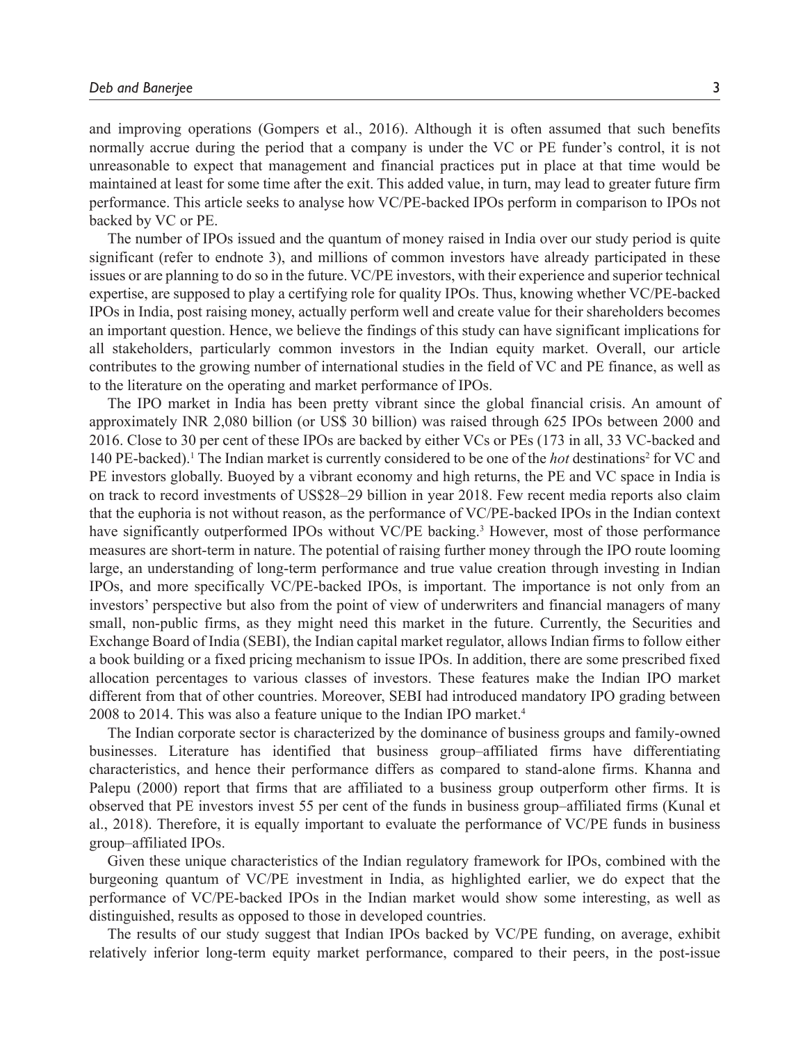and improving operations (Gompers et al., 2016). Although it is often assumed that such benefits normally accrue during the period that a company is under the VC or PE funder's control, it is not unreasonable to expect that management and financial practices put in place at that time would be maintained at least for some time after the exit. This added value, in turn, may lead to greater future firm performance. This article seeks to analyse how VC/PE-backed IPOs perform in comparison to IPOs not backed by VC or PE.

The number of IPOs issued and the quantum of money raised in India over our study period is quite significant (refer to endnote 3), and millions of common investors have already participated in these issues or are planning to do so in the future. VC/PE investors, with their experience and superior technical expertise, are supposed to play a certifying role for quality IPOs. Thus, knowing whether VC/PE-backed IPOs in India, post raising money, actually perform well and create value for their shareholders becomes an important question. Hence, we believe the findings of this study can have significant implications for all stakeholders, particularly common investors in the Indian equity market. Overall, our article contributes to the growing number of international studies in the field of VC and PE finance, as well as to the literature on the operating and market performance of IPOs.

The IPO market in India has been pretty vibrant since the global financial crisis. An amount of approximately INR 2,080 billion (or US$ 30 billion) was raised through 625 IPOs between 2000 and 2016. Close to 30 per cent of these IPOs are backed by either VCs or PEs (173 in all, 33 VC-backed and 140 PE-backed).[1] The Indian market is currently considered to be one of the *hot* destinations[2] for VC and PE investors globally. Buoyed by a vibrant economy and high returns, the PE and VC space in India is on track to record investments of US$28–29 billion in year 2018. Few recent media reports also claim that the euphoria is not without reason, as the performance of VC/PE-backed IPOs in the Indian context have significantly outperformed IPOs without VC/PE backing.[3] However, most of those performance measures are short-term in nature. The potential of raising further money through the IPO route looming large, an understanding of long-term performance and true value creation through investing in Indian IPOs, and more specifically VC/PE-backed IPOs, is important. The importance is not only from an investors' perspective but also from the point of view of underwriters and financial managers of many small, non-public firms, as they might need this market in the future. Currently, the Securities and Exchange Board of India (SEBI), the Indian capital market regulator, allows Indian firms to follow either a book building or a fixed pricing mechanism to issue IPOs. In addition, there are some prescribed fixed allocation percentages to various classes of investors. These features make the Indian IPO market different from that of other countries. Moreover, SEBI had introduced mandatory IPO grading between 2008 to 2014. This was also a feature unique to the Indian IPO market.[4]

The Indian corporate sector is characterized by the dominance of business groups and family-owned businesses. Literature has identified that business group–affiliated firms have differentiating characteristics, and hence their performance differs as compared to stand-alone firms. Khanna and Palepu (2000) report that firms that are affiliated to a business group outperform other firms. It is observed that PE investors invest 55 per cent of the funds in business group–affiliated firms (Kunal et al., 2018). Therefore, it is equally important to evaluate the performance of VC/PE funds in business group–affiliated IPOs.

Given these unique characteristics of the Indian regulatory framework for IPOs, combined with the burgeoning quantum of VC/PE investment in India, as highlighted earlier, we do expect that the performance of VC/PE-backed IPOs in the Indian market would show some interesting, as well as distinguished, results as opposed to those in developed countries.

The results of our study suggest that Indian IPOs backed by VC/PE funding, on average, exhibit relatively inferior long-term equity market performance, compared to their peers, in the post-issue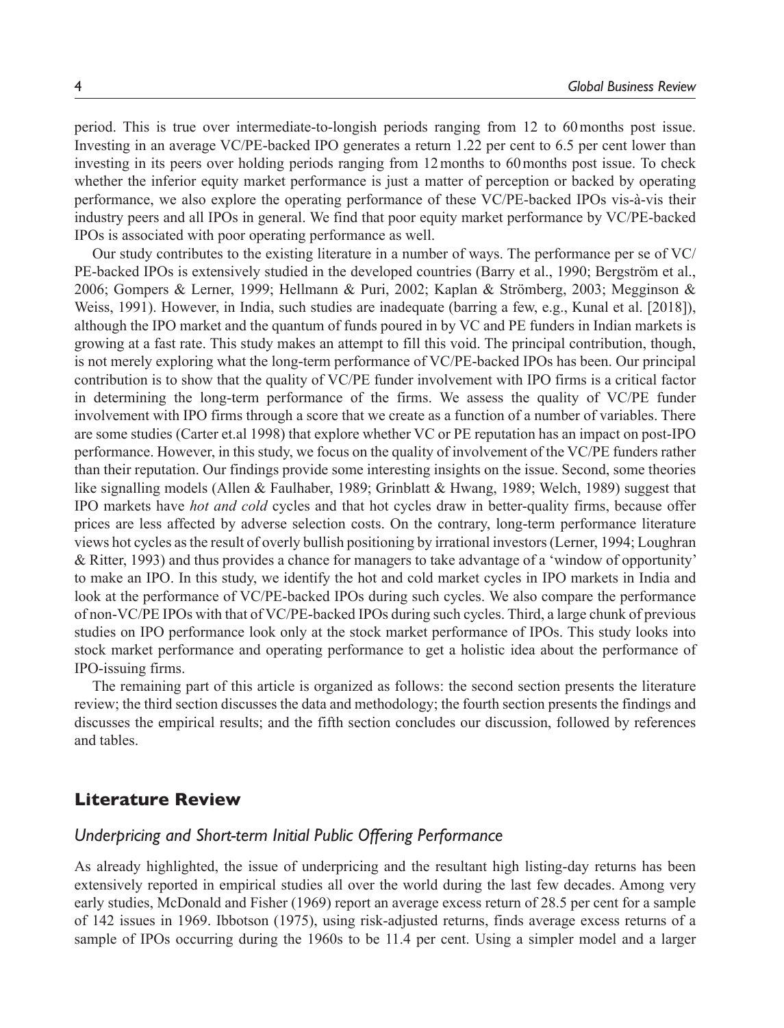period. This is true over intermediate-to-longish periods ranging from 12 to 60 months post issue. Investing in an average VC/PE-backed IPO generates a return 1.22 per cent to 6.5 per cent lower than investing in its peers over holding periods ranging from 12 months to 60 months post issue. To check whether the inferior equity market performance is just a matter of perception or backed by operating performance, we also explore the operating performance of these VC/PE-backed IPOs vis-à-vis their industry peers and all IPOs in general. We find that poor equity market performance by VC/PE-backed IPOs is associated with poor operating performance as well.

Our study contributes to the existing literature in a number of ways. The performance per se of VC/PE-backed IPOs is extensively studied in the developed countries (Barry et al., 1990; Bergström et al., 2006; Gompers & Lerner, 1999; Hellmann & Puri, 2002; Kaplan & Strömberg, 2003; Megginson & Weiss, 1991). However, in India, such studies are inadequate (barring a few, e.g., Kunal et al. [2018]), although the IPO market and the quantum of funds poured in by VC and PE funders in Indian markets is growing at a fast rate. This study makes an attempt to fill this void. The principal contribution, though, is not merely exploring what the long-term performance of VC/PE-backed IPOs has been. Our principal contribution is to show that the quality of VC/PE funder involvement with IPO firms is a critical factor in determining the long-term performance of the firms. We assess the quality of VC/PE funder involvement with IPO firms through a score that we create as a function of a number of variables. There are some studies (Carter et.al 1998) that explore whether VC or PE reputation has an impact on post-IPO performance. However, in this study, we focus on the quality of involvement of the VC/PE funders rather than their reputation. Our findings provide some interesting insights on the issue. Second, some theories like signalling models (Allen & Faulhaber, 1989; Grinblatt & Hwang, 1989; Welch, 1989) suggest that IPO markets have *hot and cold* cycles and that hot cycles draw in better-quality firms, because offer prices are less affected by adverse selection costs. On the contrary, long-term performance literature views hot cycles as the result of overly bullish positioning by irrational investors (Lerner, 1994; Loughran & Ritter, 1993) and thus provides a chance for managers to take advantage of a 'window of opportunity' to make an IPO. In this study, we identify the hot and cold market cycles in IPO markets in India and look at the performance of VC/PE-backed IPOs during such cycles. We also compare the performance of non-VC/PE IPOs with that of VC/PE-backed IPOs during such cycles. Third, a large chunk of previous studies on IPO performance look only at the stock market performance of IPOs. This study looks into stock market performance and operating performance to get a holistic idea about the performance of IPO-issuing firms.

The remaining part of this article is organized as follows: the second section presents the literature review; the third section discusses the data and methodology; the fourth section presents the findings and discusses the empirical results; and the fifth section concludes our discussion, followed by references and tables.

## Literature Review

### *Underpricing and Short-term Initial Public Offering Performance*

As already highlighted, the issue of underpricing and the resultant high listing-day returns has been extensively reported in empirical studies all over the world during the last few decades. Among very early studies, McDonald and Fisher (1969) report an average excess return of 28.5 per cent for a sample of 142 issues in 1969. Ibbotson (1975), using risk-adjusted returns, finds average excess returns of a sample of IPOs occurring during the 1960s to be 11.4 per cent. Using a simpler model and a larger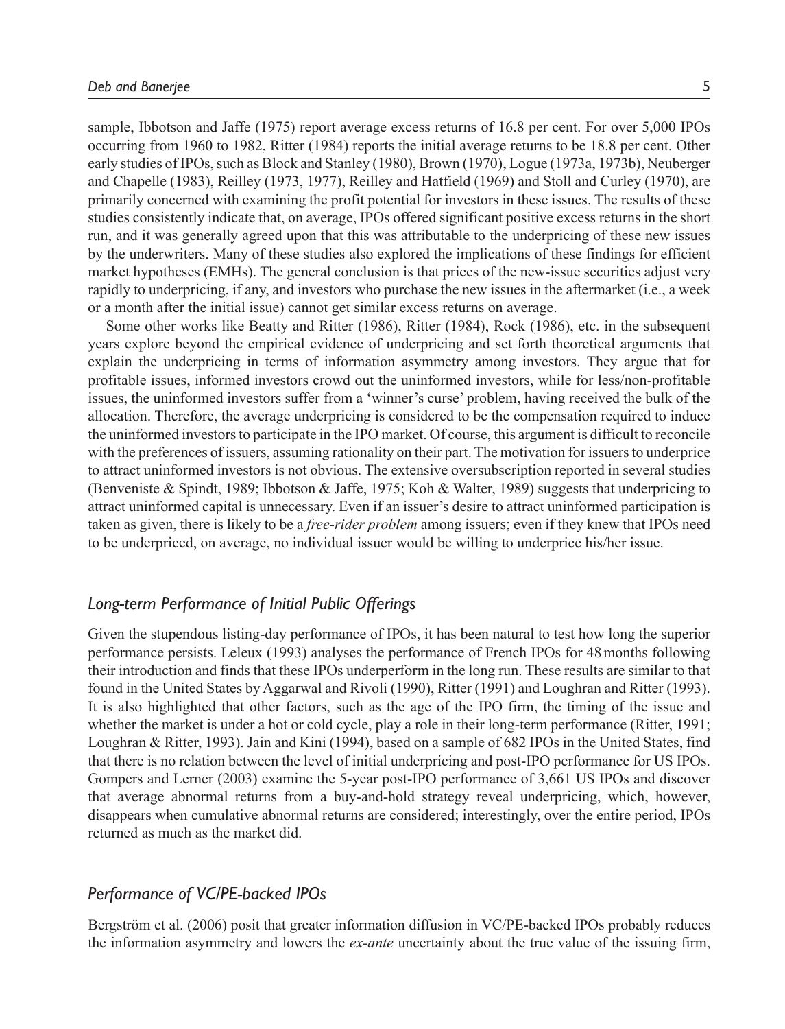sample, Ibbotson and Jaffe (1975) report average excess returns of 16.8 per cent. For over 5,000 IPOs occurring from 1960 to 1982, Ritter (1984) reports the initial average returns to be 18.8 per cent. Other early studies of IPOs, such as Block and Stanley (1980), Brown (1970), Logue (1973a, 1973b), Neuberger and Chapelle (1983), Reilley (1973, 1977), Reilley and Hatfield (1969) and Stoll and Curley (1970), are primarily concerned with examining the profit potential for investors in these issues. The results of these studies consistently indicate that, on average, IPOs offered significant positive excess returns in the short run, and it was generally agreed upon that this was attributable to the underpricing of these new issues by the underwriters. Many of these studies also explored the implications of these findings for efficient market hypotheses (EMHs). The general conclusion is that prices of the new-issue securities adjust very rapidly to underpricing, if any, and investors who purchase the new issues in the aftermarket (i.e., a week or a month after the initial issue) cannot get similar excess returns on average.

Some other works like Beatty and Ritter (1986), Ritter (1984), Rock (1986), etc. in the subsequent years explore beyond the empirical evidence of underpricing and set forth theoretical arguments that explain the underpricing in terms of information asymmetry among investors. They argue that for profitable issues, informed investors crowd out the uninformed investors, while for less/non-profitable issues, the uninformed investors suffer from a 'winner's curse' problem, having received the bulk of the allocation. Therefore, the average underpricing is considered to be the compensation required to induce the uninformed investors to participate in the IPO market. Of course, this argument is difficult to reconcile with the preferences of issuers, assuming rationality on their part. The motivation for issuers to underprice to attract uninformed investors is not obvious. The extensive oversubscription reported in several studies (Benveniste & Spindt, 1989; Ibbotson & Jaffe, 1975; Koh & Walter, 1989) suggests that underpricing to attract uninformed capital is unnecessary. Even if an issuer's desire to attract uninformed participation is taken as given, there is likely to be a *free-rider problem* among issuers; even if they knew that IPOs need to be underpriced, on average, no individual issuer would be willing to underprice his/her issue.

## *Long-term Performance of Initial Public Offerings*

Given the stupendous listing-day performance of IPOs, it has been natural to test how long the superior performance persists. Leleux (1993) analyses the performance of French IPOs for 48 months following their introduction and finds that these IPOs underperform in the long run. These results are similar to that found in the United States by Aggarwal and Rivoli (1990), Ritter (1991) and Loughran and Ritter (1993). It is also highlighted that other factors, such as the age of the IPO firm, the timing of the issue and whether the market is under a hot or cold cycle, play a role in their long-term performance (Ritter, 1991; Loughran & Ritter, 1993). Jain and Kini (1994), based on a sample of 682 IPOs in the United States, find that there is no relation between the level of initial underpricing and post-IPO performance for US IPOs. Gompers and Lerner (2003) examine the 5-year post-IPO performance of 3,661 US IPOs and discover that average abnormal returns from a buy-and-hold strategy reveal underpricing, which, however, disappears when cumulative abnormal returns are considered; interestingly, over the entire period, IPOs returned as much as the market did.

## *Performance of VC/PE-backed IPOs*

Bergström et al. (2006) posit that greater information diffusion in VC/PE-backed IPOs probably reduces the information asymmetry and lowers the *ex-ante* uncertainty about the true value of the issuing firm,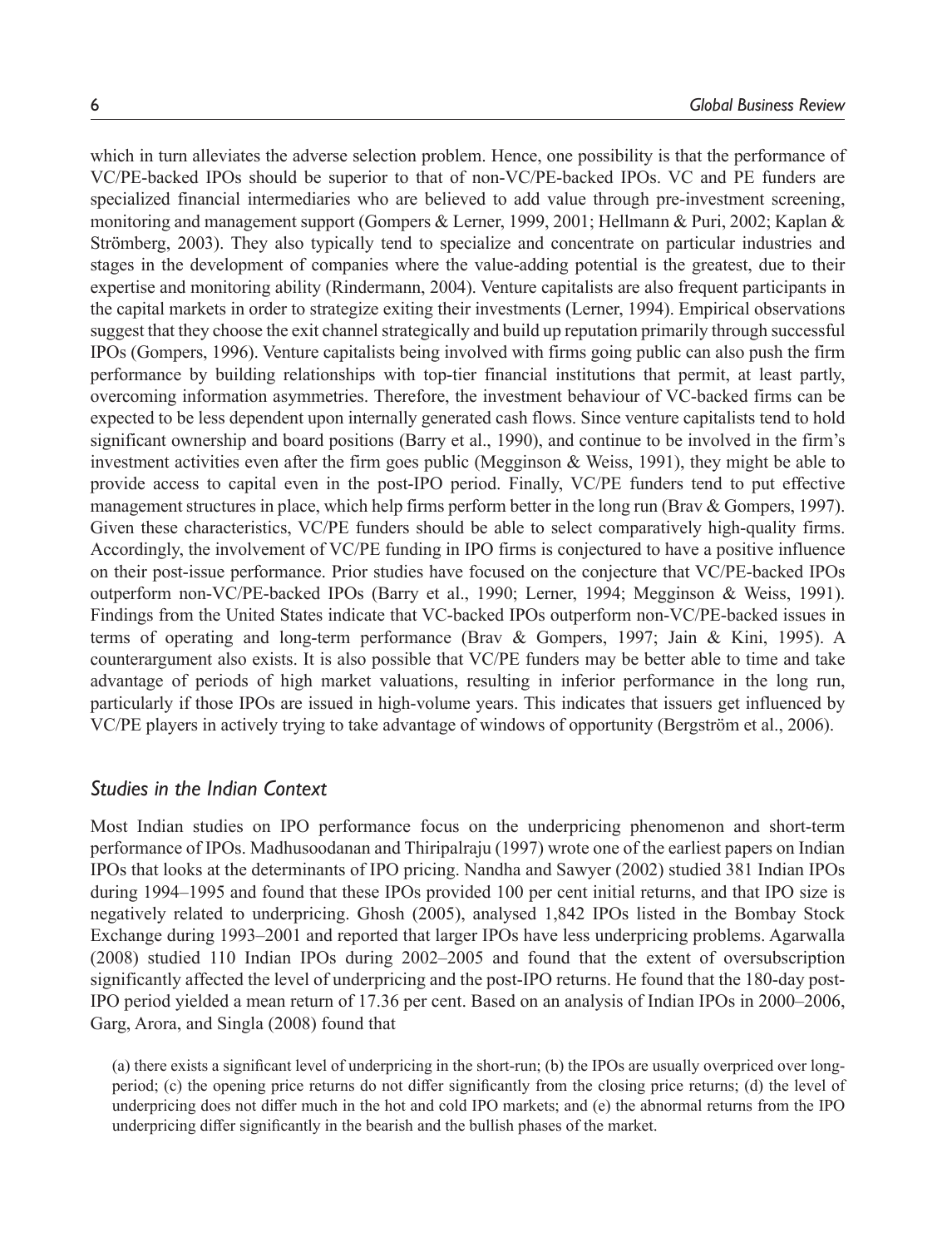which in turn alleviates the adverse selection problem. Hence, one possibility is that the performance of VC/PE-backed IPOs should be superior to that of non-VC/PE-backed IPOs. VC and PE funders are specialized financial intermediaries who are believed to add value through pre-investment screening, monitoring and management support (Gompers & Lerner, 1999, 2001; Hellmann & Puri, 2002; Kaplan & Strömberg, 2003). They also typically tend to specialize and concentrate on particular industries and stages in the development of companies where the value-adding potential is the greatest, due to their expertise and monitoring ability (Rindermann, 2004). Venture capitalists are also frequent participants in the capital markets in order to strategize exiting their investments (Lerner, 1994). Empirical observations suggest that they choose the exit channel strategically and build up reputation primarily through successful IPOs (Gompers, 1996). Venture capitalists being involved with firms going public can also push the firm performance by building relationships with top-tier financial institutions that permit, at least partly, overcoming information asymmetries. Therefore, the investment behaviour of VC-backed firms can be expected to be less dependent upon internally generated cash flows. Since venture capitalists tend to hold significant ownership and board positions (Barry et al., 1990), and continue to be involved in the firm's investment activities even after the firm goes public (Megginson & Weiss, 1991), they might be able to provide access to capital even in the post-IPO period. Finally, VC/PE funders tend to put effective management structures in place, which help firms perform better in the long run (Brav & Gompers, 1997). Given these characteristics, VC/PE funders should be able to select comparatively high-quality firms. Accordingly, the involvement of VC/PE funding in IPO firms is conjectured to have a positive influence on their post-issue performance. Prior studies have focused on the conjecture that VC/PE-backed IPOs outperform non-VC/PE-backed IPOs (Barry et al., 1990; Lerner, 1994; Megginson & Weiss, 1991). Findings from the United States indicate that VC-backed IPOs outperform non-VC/PE-backed issues in terms of operating and long-term performance (Brav & Gompers, 1997; Jain & Kini, 1995). A counterargument also exists. It is also possible that VC/PE funders may be better able to time and take advantage of periods of high market valuations, resulting in inferior performance in the long run, particularly if those IPOs are issued in high-volume years. This indicates that issuers get influenced by VC/PE players in actively trying to take advantage of windows of opportunity (Bergström et al., 2006).

### *Studies in the Indian Context*

Most Indian studies on IPO performance focus on the underpricing phenomenon and short-term performance of IPOs. Madhusoodanan and Thiripalraju (1997) wrote one of the earliest papers on Indian IPOs that looks at the determinants of IPO pricing. Nandha and Sawyer (2002) studied 381 Indian IPOs during 1994–1995 and found that these IPOs provided 100 per cent initial returns, and that IPO size is negatively related to underpricing. Ghosh (2005), analysed 1,842 IPOs listed in the Bombay Stock Exchange during 1993–2001 and reported that larger IPOs have less underpricing problems. Agarwalla (2008) studied 110 Indian IPOs during 2002–2005 and found that the extent of oversubscription significantly affected the level of underpricing and the post-IPO returns. He found that the 180-day post-IPO period yielded a mean return of 17.36 per cent. Based on an analysis of Indian IPOs in 2000–2006, Garg, Arora, and Singla (2008) found that

> (a) there exists a significant level of underpricing in the short-run; (b) the IPOs are usually overpriced over long-period; (c) the opening price returns do not differ significantly from the closing price returns; (d) the level of underpricing does not differ much in the hot and cold IPO markets; and (e) the abnormal returns from the IPO underpricing differ significantly in the bearish and the bullish phases of the market.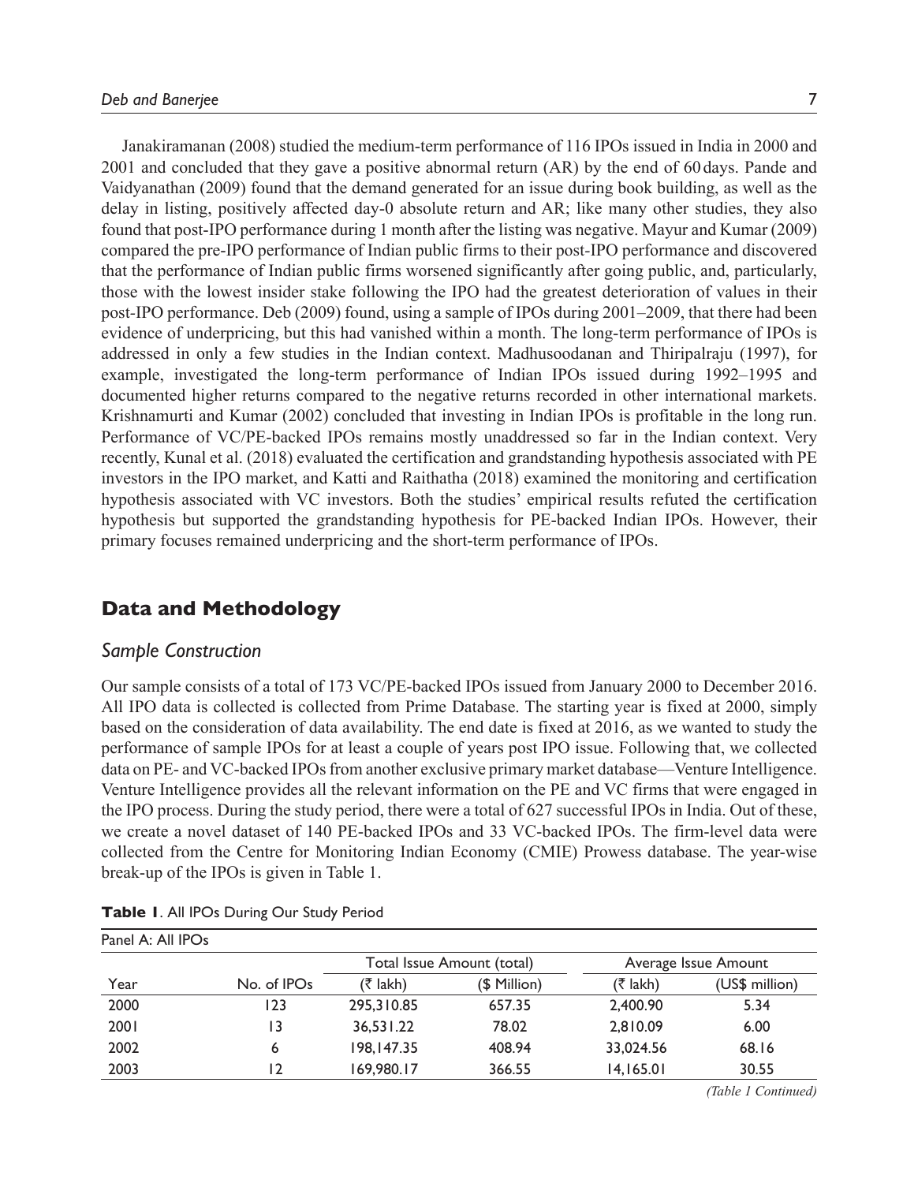Janakiramanan (2008) studied the medium-term performance of 116 IPOs issued in India in 2000 and 2001 and concluded that they gave a positive abnormal return (AR) by the end of 60 days. Pande and Vaidyanathan (2009) found that the demand generated for an issue during book building, as well as the delay in listing, positively affected day-0 absolute return and AR; like many other studies, they also found that post-IPO performance during 1 month after the listing was negative. Mayur and Kumar (2009) compared the pre-IPO performance of Indian public firms to their post-IPO performance and discovered that the performance of Indian public firms worsened significantly after going public, and, particularly, those with the lowest insider stake following the IPO had the greatest deterioration of values in their post-IPO performance. Deb (2009) found, using a sample of IPOs during 2001–2009, that there had been evidence of underpricing, but this had vanished within a month. The long-term performance of IPOs is addressed in only a few studies in the Indian context. Madhusoodanan and Thiripalraju (1997), for example, investigated the long-term performance of Indian IPOs issued during 1992–1995 and documented higher returns compared to the negative returns recorded in other international markets. Krishnamurti and Kumar (2002) concluded that investing in Indian IPOs is profitable in the long run. Performance of VC/PE-backed IPOs remains mostly unaddressed so far in the Indian context. Very recently, Kunal et al. (2018) evaluated the certification and grandstanding hypothesis associated with PE investors in the IPO market, and Katti and Raithatha (2018) examined the monitoring and certification hypothesis associated with VC investors. Both the studies' empirical results refuted the certification hypothesis but supported the grandstanding hypothesis for PE-backed Indian IPOs. However, their primary focuses remained underpricing and the short-term performance of IPOs.

## Data and Methodology

### *Sample Construction*

Our sample consists of a total of 173 VC/PE-backed IPOs issued from January 2000 to December 2016. All IPO data is collected is collected from Prime Database. The starting year is fixed at 2000, simply based on the consideration of data availability. The end date is fixed at 2016, as we wanted to study the performance of sample IPOs for at least a couple of years post IPO issue. Following that, we collected data on PE- and VC-backed IPOs from another exclusive primary market database—Venture Intelligence. Venture Intelligence provides all the relevant information on the PE and VC firms that were engaged in the IPO process. During the study period, there were a total of 627 successful IPOs in India. Out of these, we create a novel dataset of 140 PE-backed IPOs and 33 VC-backed IPOs. The firm-level data were collected from the Centre for Monitoring Indian Economy (CMIE) Prowess database. The year-wise break-up of the IPOs is given in Table 1.

**Table 1**. All IPOs During Our Study Period

| Panel A: All IPOs | | | | | |
|---|---|---|---|---|---|
| | | Total Issue Amount (total) | | Average Issue Amount | |
| Year | No. of IPOs | (₹ lakh) | ($ Million) | (₹ lakh) | (US$ million) |
| 2000 | 123 | 295,310.85 | 657.35 | 2,400.90 | 5.34 |
| 2001 | 13 | 36,531.22 | 78.02 | 2,810.09 | 6.00 |
| 2002 | 6 | 198,147.35 | 408.94 | 33,024.56 | 68.16 |
| 2003 | 12 | 169,980.17 | 366.55 | 14,165.01 | 30.55 |

*(Table 1 Continued)*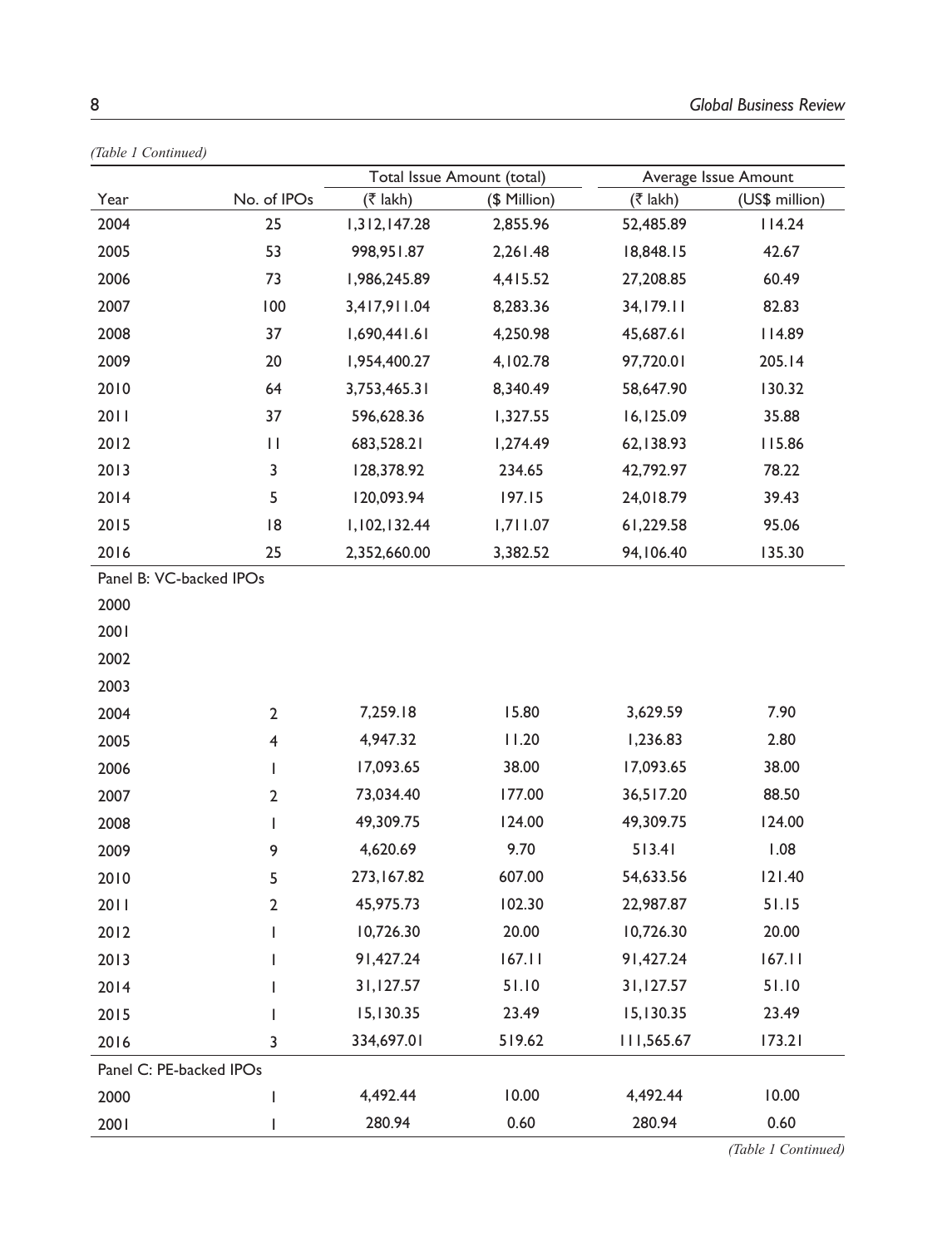*(Table 1 Continued)*

| Year | No. of IPOs | Total Issue Amount (total) | | Average Issue Amount | |
|---|---|---|---|---|---|
| | | (₹ lakh) | ($ Million) | (₹ lakh) | (US$ million) |
| 2004 | 25 | 1,312,147.28 | 2,855.96 | 52,485.89 | 114.24 |
| 2005 | 53 | 998,951.87 | 2,261.48 | 18,848.15 | 42.67 |
| 2006 | 73 | 1,986,245.89 | 4,415.52 | 27,208.85 | 60.49 |
| 2007 | 100 | 3,417,911.04 | 8,283.36 | 34,179.11 | 82.83 |
| 2008 | 37 | 1,690,441.61 | 4,250.98 | 45,687.61 | 114.89 |
| 2009 | 20 | 1,954,400.27 | 4,102.78 | 97,720.01 | 205.14 |
| 2010 | 64 | 3,753,465.31 | 8,340.49 | 58,647.90 | 130.32 |
| 2011 | 37 | 596,628.36 | 1,327.55 | 16,125.09 | 35.88 |
| 2012 | 11 | 683,528.21 | 1,274.49 | 62,138.93 | 115.86 |
| 2013 | 3 | 128,378.92 | 234.65 | 42,792.97 | 78.22 |
| 2014 | 5 | 120,093.94 | 197.15 | 24,018.79 | 39.43 |
| 2015 | 18 | 1,102,132.44 | 1,711.07 | 61,229.58 | 95.06 |
| 2016 | 25 | 2,352,660.00 | 3,382.52 | 94,106.40 | 135.30 |
| Panel B: VC-backed IPOs | | | | | |
| 2000 | | | | | |
| 2001 | | | | | |
| 2002 | | | | | |
| 2003 | | | | | |
| 2004 | 2 | 7,259.18 | 15.80 | 3,629.59 | 7.90 |
| 2005 | 4 | 4,947.32 | 11.20 | 1,236.83 | 2.80 |
| 2006 | 1 | 17,093.65 | 38.00 | 17,093.65 | 38.00 |
| 2007 | 2 | 73,034.40 | 177.00 | 36,517.20 | 88.50 |
| 2008 | 1 | 49,309.75 | 124.00 | 49,309.75 | 124.00 |
| 2009 | 9 | 4,620.69 | 9.70 | 513.41 | 1.08 |
| 2010 | 5 | 273,167.82 | 607.00 | 54,633.56 | 121.40 |
| 2011 | 2 | 45,975.73 | 102.30 | 22,987.87 | 51.15 |
| 2012 | 1 | 10,726.30 | 20.00 | 10,726.30 | 20.00 |
| 2013 | 1 | 91,427.24 | 167.11 | 91,427.24 | 167.11 |
| 2014 | 1 | 31,127.57 | 51.10 | 31,127.57 | 51.10 |
| 2015 | 1 | 15,130.35 | 23.49 | 15,130.35 | 23.49 |
| 2016 | 3 | 334,697.01 | 519.62 | 111,565.67 | 173.21 |
| Panel C: PE-backed IPOs | | | | | |
| 2000 | 1 | 4,492.44 | 10.00 | 4,492.44 | 10.00 |
| 2001 | 1 | 280.94 | 0.60 | 280.94 | 0.60 |

*(Table 1 Continued)*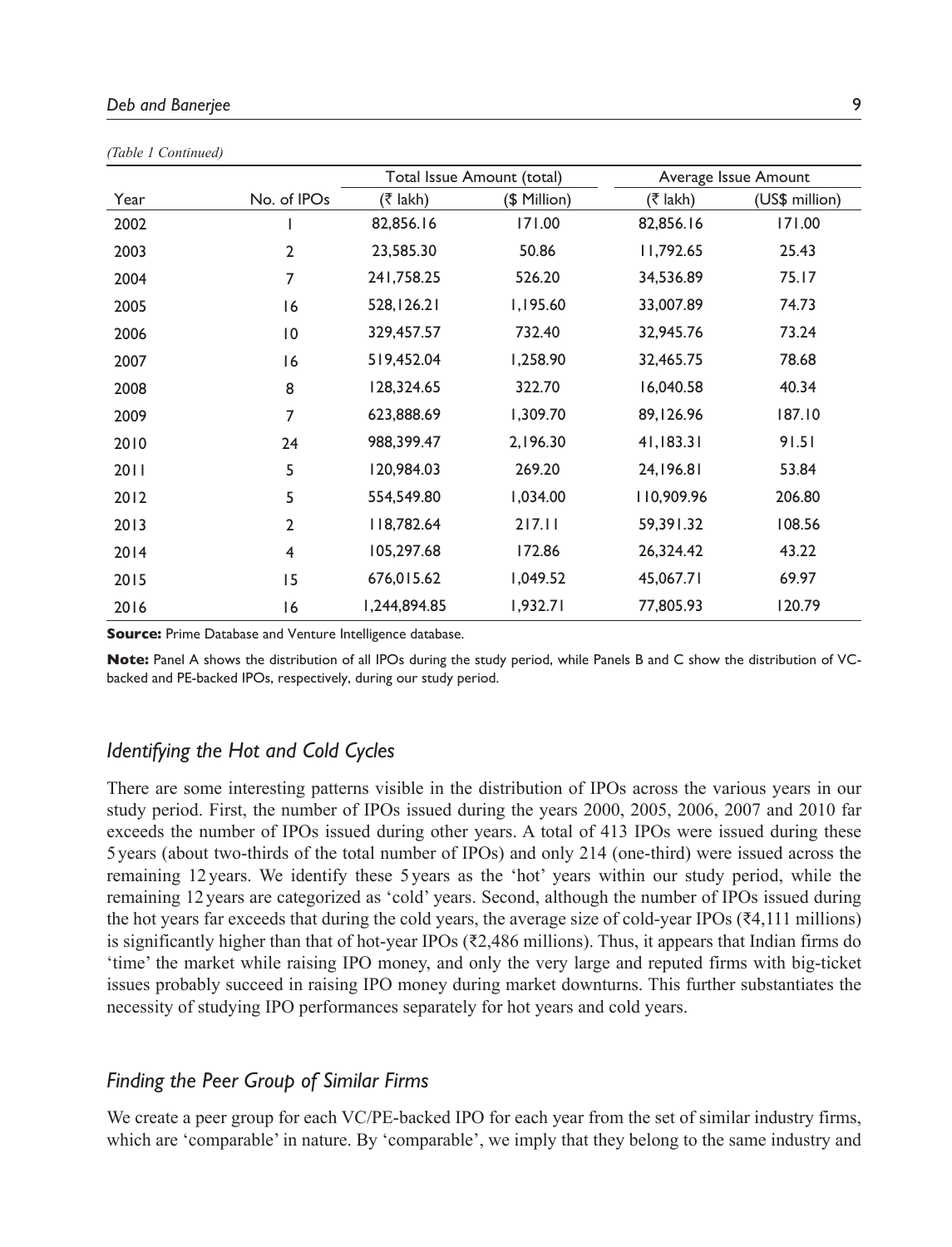*(Table 1 Continued)*

| Year | No. of IPOs | Total Issue Amount (total) | | Average Issue Amount | |
|---|---|---|---|---|---|
| | | (₹ lakh) | ($ Million) | (₹ lakh) | (US$ million) |
| 2002 | 1 | 82,856.16 | 171.00 | 82,856.16 | 171.00 |
| 2003 | 2 | 23,585.30 | 50.86 | 11,792.65 | 25.43 |
| 2004 | 7 | 241,758.25 | 526.20 | 34,536.89 | 75.17 |
| 2005 | 16 | 528,126.21 | 1,195.60 | 33,007.89 | 74.73 |
| 2006 | 10 | 329,457.57 | 732.40 | 32,945.76 | 73.24 |
| 2007 | 16 | 519,452.04 | 1,258.90 | 32,465.75 | 78.68 |
| 2008 | 8 | 128,324.65 | 322.70 | 16,040.58 | 40.34 |
| 2009 | 7 | 623,888.69 | 1,309.70 | 89,126.96 | 187.10 |
| 2010 | 24 | 988,399.47 | 2,196.30 | 41,183.31 | 91.51 |
| 2011 | 5 | 120,984.03 | 269.20 | 24,196.81 | 53.84 |
| 2012 | 5 | 554,549.80 | 1,034.00 | 110,909.96 | 206.80 |
| 2013 | 2 | 118,782.64 | 217.11 | 59,391.32 | 108.56 |
| 2014 | 4 | 105,297.68 | 172.86 | 26,324.42 | 43.22 |
| 2015 | 15 | 676,015.62 | 1,049.52 | 45,067.71 | 69.97 |
| 2016 | 16 | 1,244,894.85 | 1,932.71 | 77,805.93 | 120.79 |

**Source:** Prime Database and Venture Intelligence database.

**Note:** Panel A shows the distribution of all IPOs during the study period, while Panels B and C show the distribution of VC-backed and PE-backed IPOs, respectively, during our study period.

## *Identifying the Hot and Cold Cycles*

There are some interesting patterns visible in the distribution of IPOs across the various years in our study period. First, the number of IPOs issued during the years 2000, 2005, 2006, 2007 and 2010 far exceeds the number of IPOs issued during other years. A total of 413 IPOs were issued during these 5 years (about two-thirds of the total number of IPOs) and only 214 (one-third) were issued across the remaining 12 years. We identify these 5 years as the 'hot' years within our study period, while the remaining 12 years are categorized as 'cold' years. Second, although the number of IPOs issued during the hot years far exceeds that during the cold years, the average size of cold-year IPOs (₹4,111 millions) is significantly higher than that of hot-year IPOs (₹2,486 millions). Thus, it appears that Indian firms do 'time' the market while raising IPO money, and only the very large and reputed firms with big-ticket issues probably succeed in raising IPO money during market downturns. This further substantiates the necessity of studying IPO performances separately for hot years and cold years.

## *Finding the Peer Group of Similar Firms*

We create a peer group for each VC/PE-backed IPO for each year from the set of similar industry firms, which are 'comparable' in nature. By 'comparable', we imply that they belong to the same industry and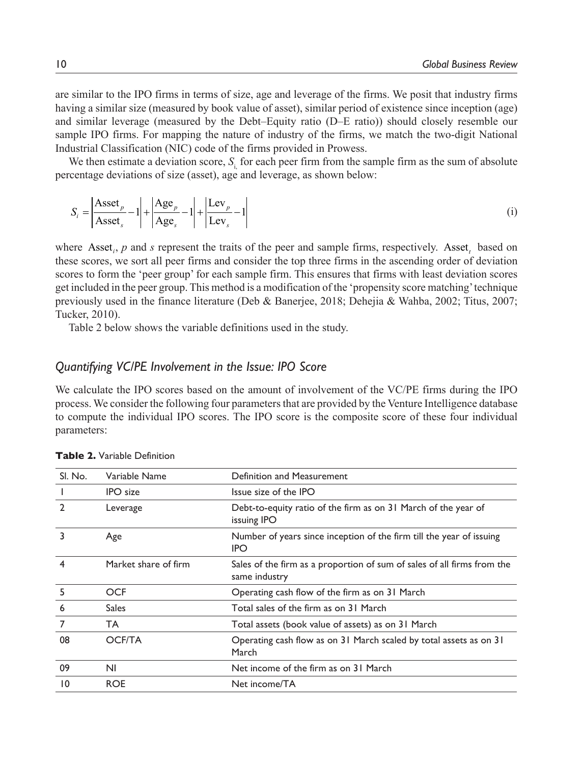are similar to the IPO firms in terms of size, age and leverage of the firms. We posit that industry firms having a similar size (measured by book value of asset), similar period of existence since inception (age) and similar leverage (measured by the Debt–Equity ratio (D–E ratio)) should closely resemble our sample IPO firms. For mapping the nature of industry of the firms, we match the two-digit National Industrial Classification (NIC) code of the firms provided in Prowess.

We then estimate a deviation score, $S_i$, for each peer firm from the sample firm as the sum of absolute percentage deviations of size (asset), age and leverage, as shown below:

$$S_i = \left|\frac{\text{Asset}_p}{\text{Asset}_s} - 1\right| + \left|\frac{\text{Age}_p}{\text{Age}_s} - 1\right| + \left|\frac{\text{Lev}_p}{\text{Lev}_s} - 1\right| \tag{i}$$

where $\text{Asset}_i$, $p$ and $s$ represent the traits of the peer and sample firms, respectively. $\text{Asset}_t$ based on these scores, we sort all peer firms and consider the top three firms in the ascending order of deviation scores to form the 'peer group' for each sample firm. This ensures that firms with least deviation scores get included in the peer group. This method is a modification of the 'propensity score matching' technique previously used in the finance literature (Deb & Banerjee, 2018; Dehejia & Wahba, 2002; Titus, 2007; Tucker, 2010).

Table 2 below shows the variable definitions used in the study.

### *Quantifying VC/PE Involvement in the Issue: IPO Score*

We calculate the IPO scores based on the amount of involvement of the VC/PE firms during the IPO process. We consider the following four parameters that are provided by the Venture Intelligence database to compute the individual IPO scores. The IPO score is the composite score of these four individual parameters:

**Table 2.** Variable Definition

| Sl. No. | Variable Name | Definition and Measurement |
|---|---|---|
| 1 | IPO size | Issue size of the IPO |
| 2 | Leverage | Debt-to-equity ratio of the firm as on 31 March of the year of issuing IPO |
| 3 | Age | Number of years since inception of the firm till the year of issuing IPO |
| 4 | Market share of firm | Sales of the firm as a proportion of sum of sales of all firms from the same industry |
| 5 | OCF | Operating cash flow of the firm as on 31 March |
| 6 | Sales | Total sales of the firm as on 31 March |
| 7 | TA | Total assets (book value of assets) as on 31 March |
| 08 | OCF/TA | Operating cash flow as on 31 March scaled by total assets as on 31 March |
| 09 | NI | Net income of the firm as on 31 March |
| 10 | ROE | Net income/TA |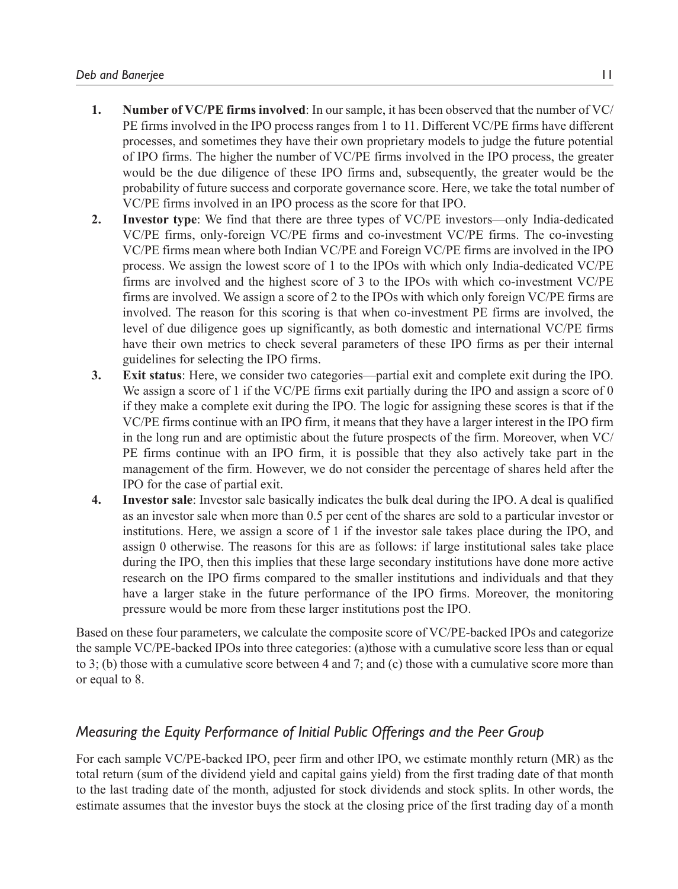1. **Number of VC/PE firms involved**: In our sample, it has been observed that the number of VC/PE firms involved in the IPO process ranges from 1 to 11. Different VC/PE firms have different processes, and sometimes they have their own proprietary models to judge the future potential of IPO firms. The higher the number of VC/PE firms involved in the IPO process, the greater would be the due diligence of these IPO firms and, subsequently, the greater would be the probability of future success and corporate governance score. Here, we take the total number of VC/PE firms involved in an IPO process as the score for that IPO.
2. **Investor type**: We find that there are three types of VC/PE investors—only India-dedicated VC/PE firms, only-foreign VC/PE firms and co-investment VC/PE firms. The co-investing VC/PE firms mean where both Indian VC/PE and Foreign VC/PE firms are involved in the IPO process. We assign the lowest score of 1 to the IPOs with which only India-dedicated VC/PE firms are involved and the highest score of 3 to the IPOs with which co-investment VC/PE firms are involved. We assign a score of 2 to the IPOs with which only foreign VC/PE firms are involved. The reason for this scoring is that when co-investment PE firms are involved, the level of due diligence goes up significantly, as both domestic and international VC/PE firms have their own metrics to check several parameters of these IPO firms as per their internal guidelines for selecting the IPO firms.
3. **Exit status**: Here, we consider two categories—partial exit and complete exit during the IPO. We assign a score of 1 if the VC/PE firms exit partially during the IPO and assign a score of 0 if they make a complete exit during the IPO. The logic for assigning these scores is that if the VC/PE firms continue with an IPO firm, it means that they have a larger interest in the IPO firm in the long run and are optimistic about the future prospects of the firm. Moreover, when VC/PE firms continue with an IPO firm, it is possible that they also actively take part in the management of the firm. However, we do not consider the percentage of shares held after the IPO for the case of partial exit.
4. **Investor sale**: Investor sale basically indicates the bulk deal during the IPO. A deal is qualified as an investor sale when more than 0.5 per cent of the shares are sold to a particular investor or institutions. Here, we assign a score of 1 if the investor sale takes place during the IPO, and assign 0 otherwise. The reasons for this are as follows: if large institutional sales take place during the IPO, then this implies that these large secondary institutions have done more active research on the IPO firms compared to the smaller institutions and individuals and that they have a larger stake in the future performance of the IPO firms. Moreover, the monitoring pressure would be more from these larger institutions post the IPO.

Based on these four parameters, we calculate the composite score of VC/PE-backed IPOs and categorize the sample VC/PE-backed IPOs into three categories: (a)those with a cumulative score less than or equal to 3; (b) those with a cumulative score between 4 and 7; and (c) those with a cumulative score more than or equal to 8.

## *Measuring the Equity Performance of Initial Public Offerings and the Peer Group*

For each sample VC/PE-backed IPO, peer firm and other IPO, we estimate monthly return (MR) as the total return (sum of the dividend yield and capital gains yield) from the first trading date of that month to the last trading date of the month, adjusted for stock dividends and stock splits. In other words, the estimate assumes that the investor buys the stock at the closing price of the first trading day of a month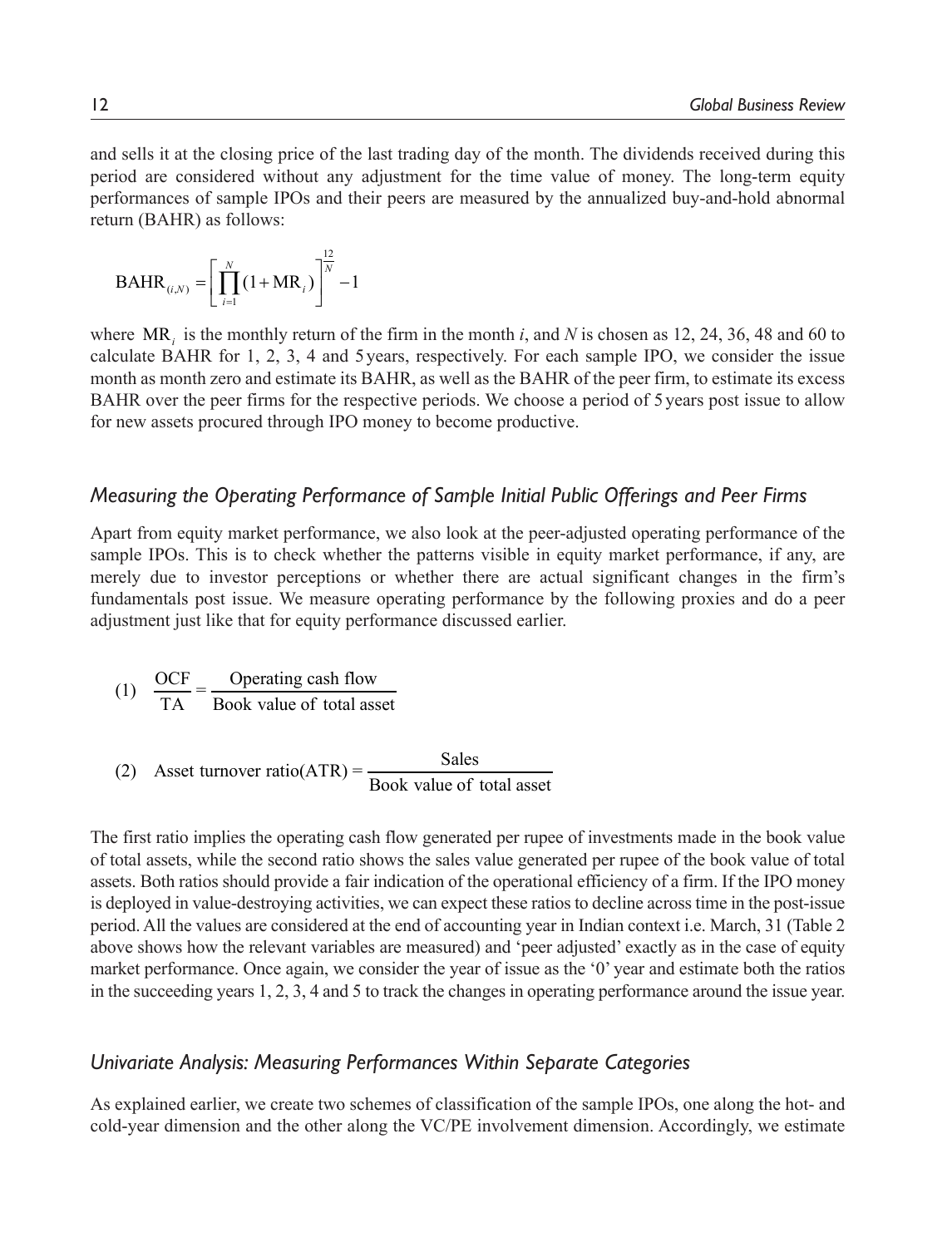and sells it at the closing price of the last trading day of the month. The dividends received during this period are considered without any adjustment for the time value of money. The long-term equity performances of sample IPOs and their peers are measured by the annualized buy-and-hold abnormal return (BAHR) as follows:

$$\text{BAHR}_{(i,N)} = \left[ \prod_{i=1}^{N} (1 + \text{MR}_i) \right]^{\frac{12}{N}} - 1$$

where $\text{MR}_i$ is the monthly return of the firm in the month $i$, and $N$ is chosen as 12, 24, 36, 48 and 60 to calculate BAHR for 1, 2, 3, 4 and 5 years, respectively. For each sample IPO, we consider the issue month as month zero and estimate its BAHR, as well as the BAHR of the peer firm, to estimate its excess BAHR over the peer firms for the respective periods. We choose a period of 5 years post issue to allow for new assets procured through IPO money to become productive.

### *Measuring the Operating Performance of Sample Initial Public Offerings and Peer Firms*

Apart from equity market performance, we also look at the peer-adjusted operating performance of the sample IPOs. This is to check whether the patterns visible in equity market performance, if any, are merely due to investor perceptions or whether there are actual significant changes in the firm's fundamentals post issue. We measure operating performance by the following proxies and do a peer adjustment just like that for equity performance discussed earlier.

(1) $$\frac{\text{OCF}}{\text{TA}} = \frac{\text{Operating cash flow}}{\text{Book value of total asset}}$$

(2) $$\text{Asset turnover ratio(ATR)} = \frac{\text{Sales}}{\text{Book value of total asset}}$$

The first ratio implies the operating cash flow generated per rupee of investments made in the book value of total assets, while the second ratio shows the sales value generated per rupee of the book value of total assets. Both ratios should provide a fair indication of the operational efficiency of a firm. If the IPO money is deployed in value-destroying activities, we can expect these ratios to decline across time in the post-issue period. All the values are considered at the end of accounting year in Indian context i.e. March, 31 (Table 2 above shows how the relevant variables are measured) and 'peer adjusted' exactly as in the case of equity market performance. Once again, we consider the year of issue as the '0' year and estimate both the ratios in the succeeding years 1, 2, 3, 4 and 5 to track the changes in operating performance around the issue year.

### *Univariate Analysis: Measuring Performances Within Separate Categories*

As explained earlier, we create two schemes of classification of the sample IPOs, one along the hot- and cold-year dimension and the other along the VC/PE involvement dimension. Accordingly, we estimate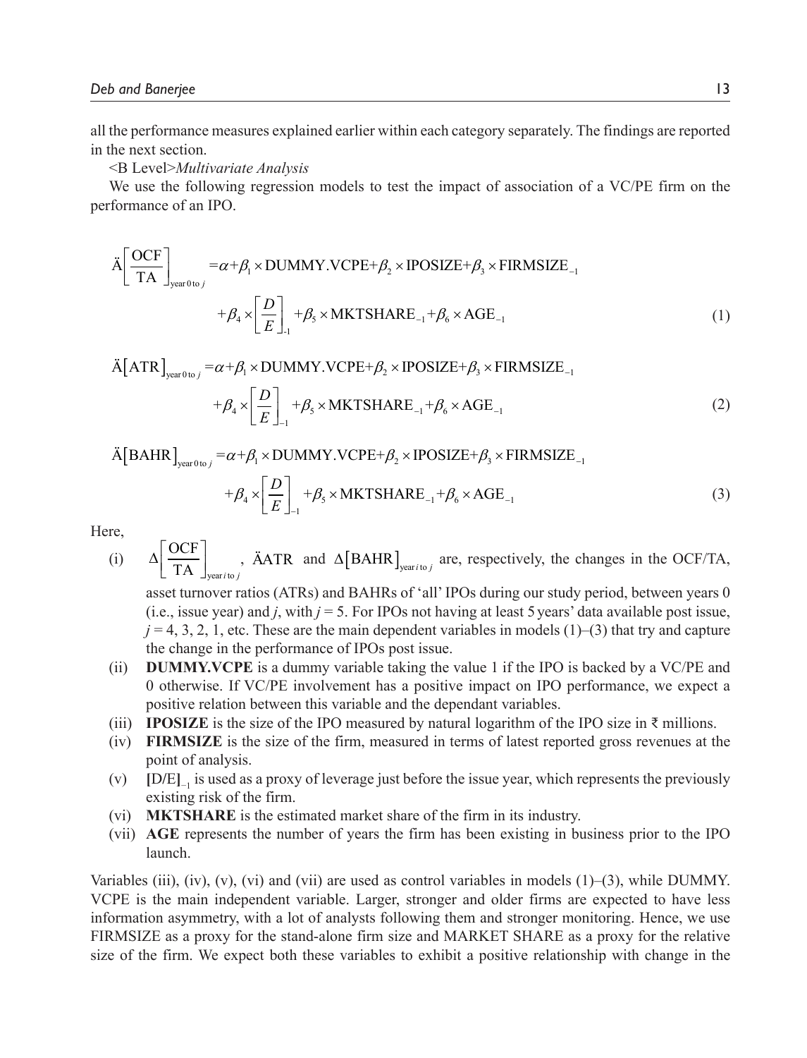all the performance measures explained earlier within each category separately. The findings are reported in the next section.

<B Level>*Multivariate Analysis*

We use the following regression models to test the impact of association of a VC/PE firm on the performance of an IPO.

$$\text{Ä}\left[\frac{\text{OCF}}{\text{TA}}\right]_{\text{year }0\text{ to }j} = \alpha + \beta_1 \times \text{DUMMY.VCPE} + \beta_2 \times \text{IPOSIZE} + \beta_3 \times \text{FIRMSIZE}_{-1} + \beta_4 \times \left[\frac{D}{E}\right]_{-1} + \beta_5 \times \text{MKTSHARE}_{-1} + \beta_6 \times \text{AGE}_{-1} \quad (1)$$

$$\text{Ä}\left[\text{ATR}\right]_{\text{year }0\text{ to }j} = \alpha + \beta_1 \times \text{DUMMY.VCPE} + \beta_2 \times \text{IPOSIZE} + \beta_3 \times \text{FIRMSIZE}_{-1} + \beta_4 \times \left[\frac{D}{E}\right]_{-1} + \beta_5 \times \text{MKTSHARE}_{-1} + \beta_6 \times \text{AGE}_{-1} \quad (2)$$

$$\text{Ä}\left[\text{BAHR}\right]_{\text{year }0\text{ to }j} = \alpha + \beta_1 \times \text{DUMMY.VCPE} + \beta_2 \times \text{IPOSIZE} + \beta_3 \times \text{FIRMSIZE}_{-1} + \beta_4 \times \left[\frac{D}{E}\right]_{-1} + \beta_5 \times \text{MKTSHARE}_{-1} + \beta_6 \times \text{AGE}_{-1} \quad (3)$$

Here,

(i) $\Delta\left[\frac{\text{OCF}}{\text{TA}}\right]_{\text{year } i \text{ to } j}$, ÄATR and $\Delta\left[\text{BAHR}\right]_{\text{year } i \text{ to } j}$ are, respectively, the changes in the OCF/TA, asset turnover ratios (ATRs) and BAHRs of 'all' IPOs during our study period, between years 0 (i.e., issue year) and $j$, with $j = 5$. For IPOs not having at least 5 years' data available post issue, $j = 4, 3, 2, 1$, etc. These are the main dependent variables in models (1)–(3) that try and capture the change in the performance of IPOs post issue.

(ii) **DUMMY.VCPE** is a dummy variable taking the value 1 if the IPO is backed by a VC/PE and 0 otherwise. If VC/PE involvement has a positive impact on IPO performance, we expect a positive relation between this variable and the dependant variables.

(iii) **IPOSIZE** is the size of the IPO measured by natural logarithm of the IPO size in ₹ millions.

(iv) **FIRMSIZE** is the size of the firm, measured in terms of latest reported gross revenues at the point of analysis.

(v) **[D/E]**$_{-1}$ is used as a proxy of leverage just before the issue year, which represents the previously existing risk of the firm.

(vi) **MKTSHARE** is the estimated market share of the firm in its industry.

(vii) **AGE** represents the number of years the firm has been existing in business prior to the IPO launch.

Variables (iii), (iv), (v), (vi) and (vii) are used as control variables in models (1)–(3), while DUMMY. VCPE is the main independent variable. Larger, stronger and older firms are expected to have less information asymmetry, with a lot of analysts following them and stronger monitoring. Hence, we use FIRMSIZE as a proxy for the stand-alone firm size and MARKET SHARE as a proxy for the relative size of the firm. We expect both these variables to exhibit a positive relationship with change in the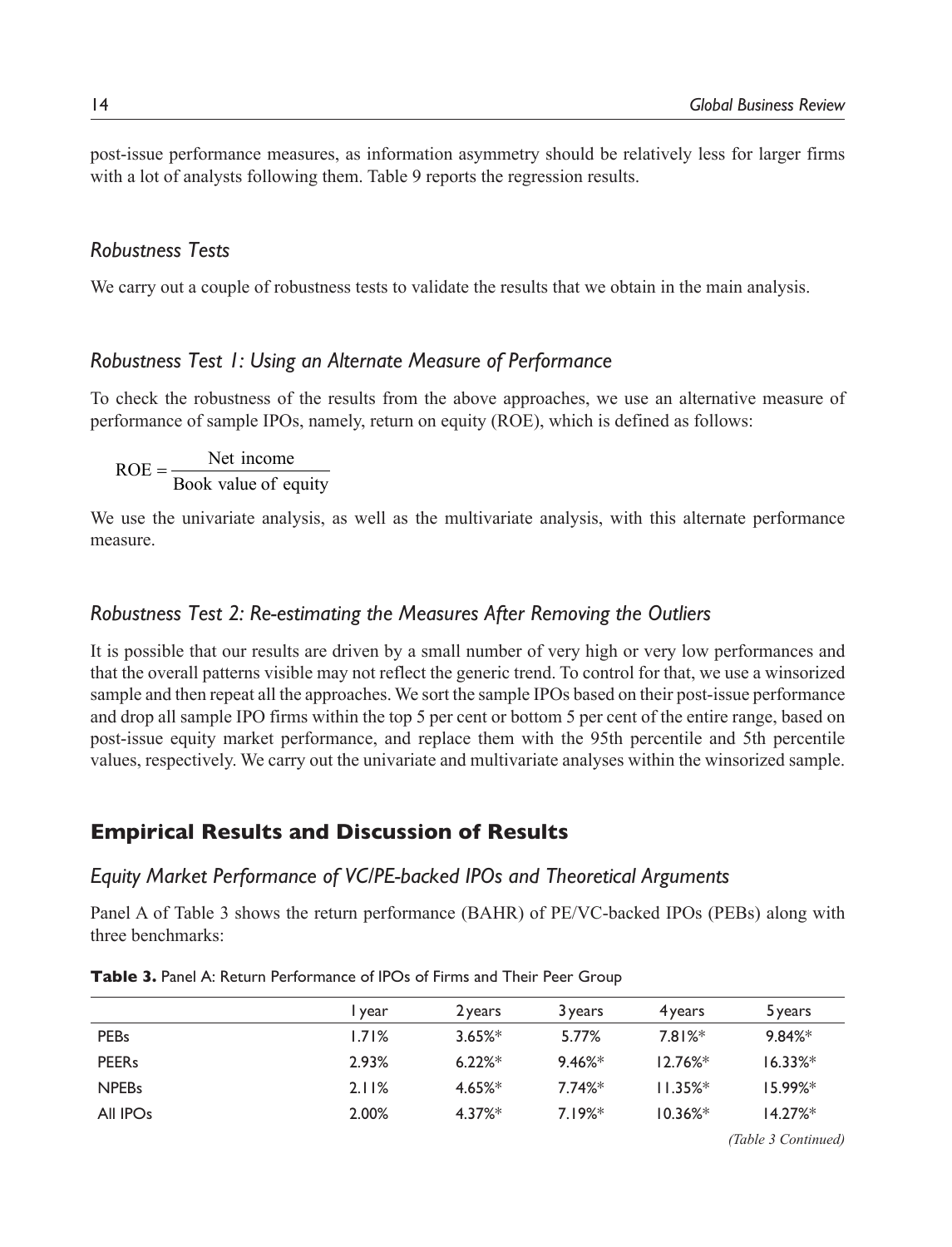post-issue performance measures, as information asymmetry should be relatively less for larger firms with a lot of analysts following them. Table 9 reports the regression results.

### *Robustness Tests*

We carry out a couple of robustness tests to validate the results that we obtain in the main analysis.

### *Robustness Test 1: Using an Alternate Measure of Performance*

To check the robustness of the results from the above approaches, we use an alternative measure of performance of sample IPOs, namely, return on equity (ROE), which is defined as follows:

$$\text{ROE} = \frac{\text{Net income}}{\text{Book value of equity}}$$

We use the univariate analysis, as well as the multivariate analysis, with this alternate performance measure.

### *Robustness Test 2: Re-estimating the Measures After Removing the Outliers*

It is possible that our results are driven by a small number of very high or very low performances and that the overall patterns visible may not reflect the generic trend. To control for that, we use a winsorized sample and then repeat all the approaches. We sort the sample IPOs based on their post-issue performance and drop all sample IPO firms within the top 5 per cent or bottom 5 per cent of the entire range, based on post-issue equity market performance, and replace them with the 95th percentile and 5th percentile values, respectively. We carry out the univariate and multivariate analyses within the winsorized sample.

## Empirical Results and Discussion of Results

### *Equity Market Performance of VC/PE-backed IPOs and Theoretical Arguments*

Panel A of Table 3 shows the return performance (BAHR) of PE/VC-backed IPOs (PEBs) along with three benchmarks:

**Table 3.** Panel A: Return Performance of IPOs of Firms and Their Peer Group

| | 1 year | 2 years | 3 years | 4 years | 5 years |
|---|---|---|---|---|---|
| PEBs | 1.71% | 3.65%* | 5.77% | 7.81%* | 9.84%* |
| PEERs | 2.93% | 6.22%* | 9.46%* | 12.76%* | 16.33%* |
| NPEBs | 2.11% | 4.65%* | 7.74%* | 11.35%* | 15.99%* |
| All IPOs | 2.00% | 4.37%* | 7.19%* | 10.36%* | 14.27%* |

*(Table 3 Continued)*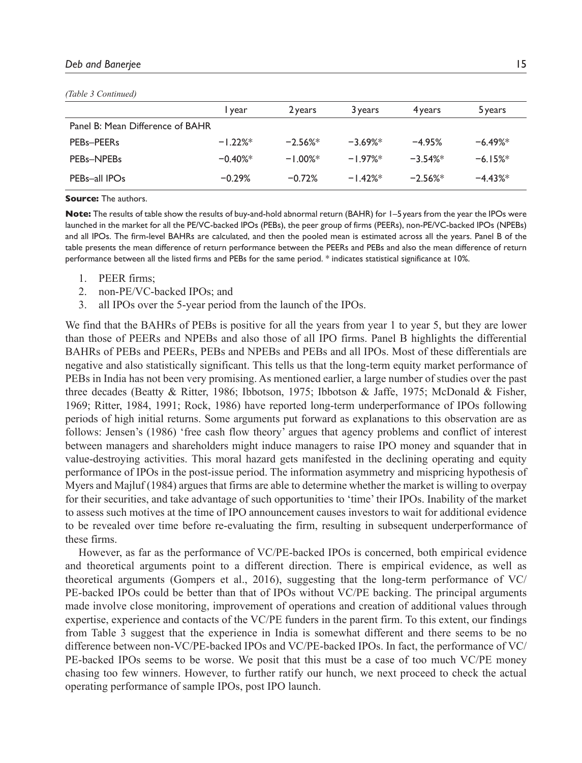*(Table 3 Continued)*

| | 1 year | 2 years | 3 years | 4 years | 5 years |
|---|---|---|---|---|---|
| Panel B: Mean Difference of BAHR | | | | | |
| PEBs–PEERs | −1.22%* | −2.56%* | −3.69%* | −4.95% | −6.49%* |
| PEBs–NPEBs | −0.40%* | −1.00%* | −1.97%* | −3.54%* | −6.15%* |
| PEBs–all IPOs | −0.29% | −0.72% | −1.42%* | −2.56%* | −4.43%* |

**Source:** The authors.

**Note:** The results of table show the results of buy-and-hold abnormal return (BAHR) for 1–5 years from the year the IPOs were launched in the market for all the PE/VC-backed IPOs (PEBs), the peer group of firms (PEERs), non-PE/VC-backed IPOs (NPEBs) and all IPOs. The firm-level BAHRs are calculated, and then the pooled mean is estimated across all the years. Panel B of the table presents the mean difference of return performance between the PEERs and PEBs and also the mean difference of return performance between all the listed firms and PEBs for the same period. * indicates statistical significance at 10%.

1. PEER firms;
2. non-PE/VC-backed IPOs; and
3. all IPOs over the 5-year period from the launch of the IPOs.

We find that the BAHRs of PEBs is positive for all the years from year 1 to year 5, but they are lower than those of PEERs and NPEBs and also those of all IPO firms. Panel B highlights the differential BAHRs of PEBs and PEERs, PEBs and NPEBs and PEBs and all IPOs. Most of these differentials are negative and also statistically significant. This tells us that the long-term equity market performance of PEBs in India has not been very promising. As mentioned earlier, a large number of studies over the past three decades (Beatty & Ritter, 1986; Ibbotson, 1975; Ibbotson & Jaffe, 1975; McDonald & Fisher, 1969; Ritter, 1984, 1991; Rock, 1986) have reported long-term underperformance of IPOs following periods of high initial returns. Some arguments put forward as explanations to this observation are as follows: Jensen's (1986) 'free cash flow theory' argues that agency problems and conflict of interest between managers and shareholders might induce managers to raise IPO money and squander that in value-destroying activities. This moral hazard gets manifested in the declining operating and equity performance of IPOs in the post-issue period. The information asymmetry and mispricing hypothesis of Myers and Majluf (1984) argues that firms are able to determine whether the market is willing to overpay for their securities, and take advantage of such opportunities to 'time' their IPOs. Inability of the market to assess such motives at the time of IPO announcement causes investors to wait for additional evidence to be revealed over time before re-evaluating the firm, resulting in subsequent underperformance of these firms.

However, as far as the performance of VC/PE-backed IPOs is concerned, both empirical evidence and theoretical arguments point to a different direction. There is empirical evidence, as well as theoretical arguments (Gompers et al., 2016), suggesting that the long-term performance of VC/PE-backed IPOs could be better than that of IPOs without VC/PE backing. The principal arguments made involve close monitoring, improvement of operations and creation of additional values through expertise, experience and contacts of the VC/PE funders in the parent firm. To this extent, our findings from Table 3 suggest that the experience in India is somewhat different and there seems to be no difference between non-VC/PE-backed IPOs and VC/PE-backed IPOs. In fact, the performance of VC/PE-backed IPOs seems to be worse. We posit that this must be a case of too much VC/PE money chasing too few winners. However, to further ratify our hunch, we next proceed to check the actual operating performance of sample IPOs, post IPO launch.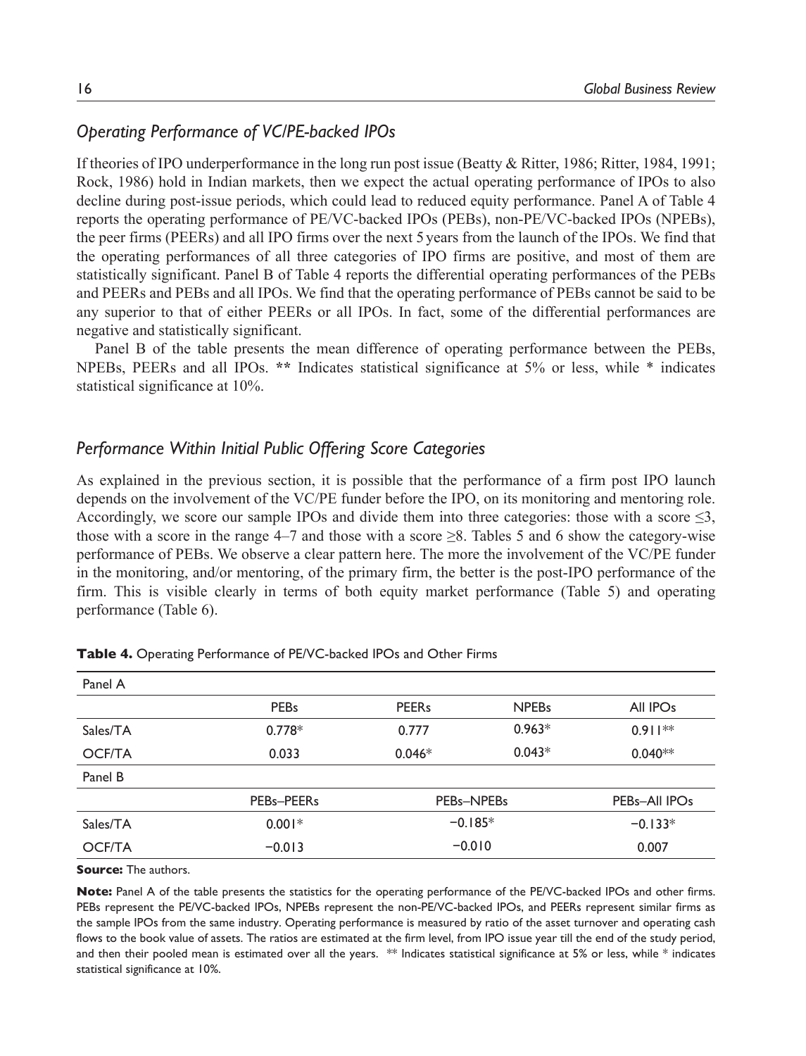## *Operating Performance of VC/PE-backed IPOs*

If theories of IPO underperformance in the long run post issue (Beatty & Ritter, 1986; Ritter, 1984, 1991; Rock, 1986) hold in Indian markets, then we expect the actual operating performance of IPOs to also decline during post-issue periods, which could lead to reduced equity performance. Panel A of Table 4 reports the operating performance of PE/VC-backed IPOs (PEBs), non-PE/VC-backed IPOs (NPEBs), the peer firms (PEERs) and all IPO firms over the next 5 years from the launch of the IPOs. We find that the operating performances of all three categories of IPO firms are positive, and most of them are statistically significant. Panel B of Table 4 reports the differential operating performances of the PEBs and PEERs and PEBs and all IPOs. We find that the operating performance of PEBs cannot be said to be any superior to that of either PEERs or all IPOs. In fact, some of the differential performances are negative and statistically significant.

Panel B of the table presents the mean difference of operating performance between the PEBs, NPEBs, PEERs and all IPOs. ** Indicates statistical significance at 5% or less, while * indicates statistical significance at 10%.

## *Performance Within Initial Public Offering Score Categories*

As explained in the previous section, it is possible that the performance of a firm post IPO launch depends on the involvement of the VC/PE funder before the IPO, on its monitoring and mentoring role. Accordingly, we score our sample IPOs and divide them into three categories: those with a score $\leq 3$, those with a score in the range 4–7 and those with a score $\geq 8$. Tables 5 and 6 show the category-wise performance of PEBs. We observe a clear pattern here. The more the involvement of the VC/PE funder in the monitoring, and/or mentoring, of the primary firm, the better is the post-IPO performance of the firm. This is visible clearly in terms of both equity market performance (Table 5) and operating performance (Table 6).

**Table 4.** Operating Performance of PE/VC-backed IPOs and Other Firms

| Panel A | | | | |
|---|---|---|---|---|
| | PEBs | PEERs | NPEBs | All IPOs |
| Sales/TA | 0.778* | 0.777 | 0.963* | 0.911** |
| OCF/TA | 0.033 | 0.046* | 0.043* | 0.040** |
| **Panel B** | | | | |
| | PEBs–PEERs | | PEBs–NPEBs | PEBs–All IPOs |
| Sales/TA | 0.001* | | −0.185* | −0.133* |
| OCF/TA | −0.013 | | −0.010 | 0.007 |

**Source:** The authors.

**Note:** Panel A of the table presents the statistics for the operating performance of the PE/VC-backed IPOs and other firms. PEBs represent the PE/VC-backed IPOs, NPEBs represent the non-PE/VC-backed IPOs, and PEERs represent similar firms as the sample IPOs from the same industry. Operating performance is measured by ratio of the asset turnover and operating cash flows to the book value of assets. The ratios are estimated at the firm level, from IPO issue year till the end of the study period, and then their pooled mean is estimated over all the years. ** Indicates statistical significance at 5% or less, while * indicates statistical significance at 10%.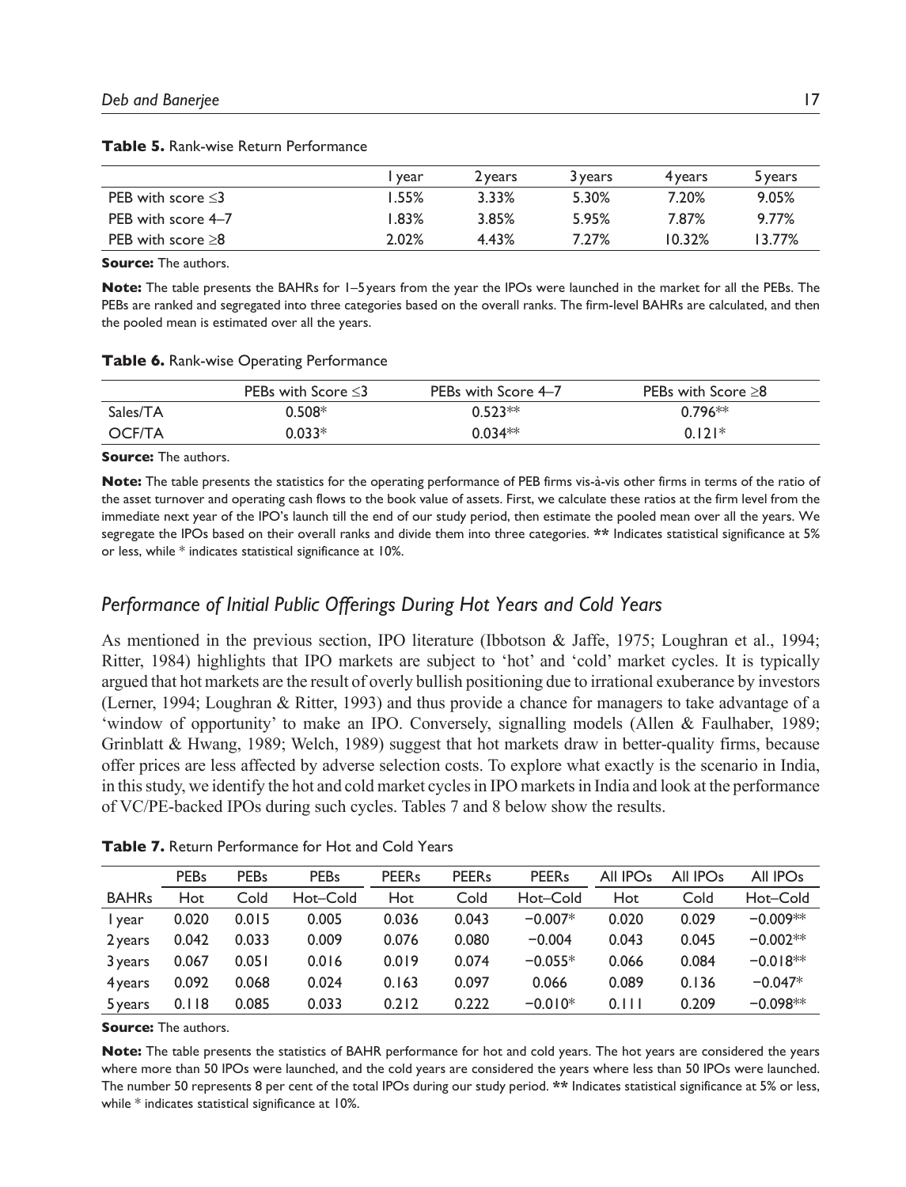**Table 5.** Rank-wise Return Performance

| | 1 year | 2 years | 3 years | 4 years | 5 years |
|---|---|---|---|---|---|
| PEB with score ≤3 | 1.55% | 3.33% | 5.30% | 7.20% | 9.05% |
| PEB with score 4–7 | 1.83% | 3.85% | 5.95% | 7.87% | 9.77% |
| PEB with score ≥8 | 2.02% | 4.43% | 7.27% | 10.32% | 13.77% |

**Source:** The authors.

**Note:** The table presents the BAHRs for 1–5 years from the year the IPOs were launched in the market for all the PEBs. The PEBs are ranked and segregated into three categories based on the overall ranks. The firm-level BAHRs are calculated, and then the pooled mean is estimated over all the years.

**Table 6.** Rank-wise Operating Performance

| | PEBs with Score ≤3 | PEBs with Score 4–7 | PEBs with Score ≥8 |
|---|---|---|---|
| Sales/TA | 0.508* | 0.523** | 0.796** |
| OCF/TA | 0.033* | 0.034** | 0.121* |

**Source:** The authors.

**Note:** The table presents the statistics for the operating performance of PEB firms vis-à-vis other firms in terms of the ratio of the asset turnover and operating cash flows to the book value of assets. First, we calculate these ratios at the firm level from the immediate next year of the IPO's launch till the end of our study period, then estimate the pooled mean over all the years. We segregate the IPOs based on their overall ranks and divide them into three categories. ** Indicates statistical significance at 5% or less, while * indicates statistical significance at 10%.

## *Performance of Initial Public Offerings During Hot Years and Cold Years*

As mentioned in the previous section, IPO literature (Ibbotson & Jaffe, 1975; Loughran et al., 1994; Ritter, 1984) highlights that IPO markets are subject to 'hot' and 'cold' market cycles. It is typically argued that hot markets are the result of overly bullish positioning due to irrational exuberance by investors (Lerner, 1994; Loughran & Ritter, 1993) and thus provide a chance for managers to take advantage of a 'window of opportunity' to make an IPO. Conversely, signalling models (Allen & Faulhaber, 1989; Grinblatt & Hwang, 1989; Welch, 1989) suggest that hot markets draw in better-quality firms, because offer prices are less affected by adverse selection costs. To explore what exactly is the scenario in India, in this study, we identify the hot and cold market cycles in IPO markets in India and look at the performance of VC/PE-backed IPOs during such cycles. Tables 7 and 8 below show the results.

**Table 7.** Return Performance for Hot and Cold Years

| | PEBs | PEBs | PEBs | PEERs | PEERs | PEERs | All IPOs | All IPOs | All IPOs |
|---|---|---|---|---|---|---|---|---|---|
| BAHRs | Hot | Cold | Hot–Cold | Hot | Cold | Hot–Cold | Hot | Cold | Hot–Cold |
| 1 year | 0.020 | 0.015 | 0.005 | 0.036 | 0.043 | −0.007* | 0.020 | 0.029 | −0.009** |
| 2 years | 0.042 | 0.033 | 0.009 | 0.076 | 0.080 | −0.004 | 0.043 | 0.045 | −0.002** |
| 3 years | 0.067 | 0.051 | 0.016 | 0.019 | 0.074 | −0.055* | 0.066 | 0.084 | −0.018** |
| 4 years | 0.092 | 0.068 | 0.024 | 0.163 | 0.097 | 0.066 | 0.089 | 0.136 | −0.047* |
| 5 years | 0.118 | 0.085 | 0.033 | 0.212 | 0.222 | −0.010* | 0.111 | 0.209 | −0.098** |

**Source:** The authors.

**Note:** The table presents the statistics of BAHR performance for hot and cold years. The hot years are considered the years where more than 50 IPOs were launched, and the cold years are considered the years where less than 50 IPOs were launched. The number 50 represents 8 per cent of the total IPOs during our study period. ** Indicates statistical significance at 5% or less, while * indicates statistical significance at 10%.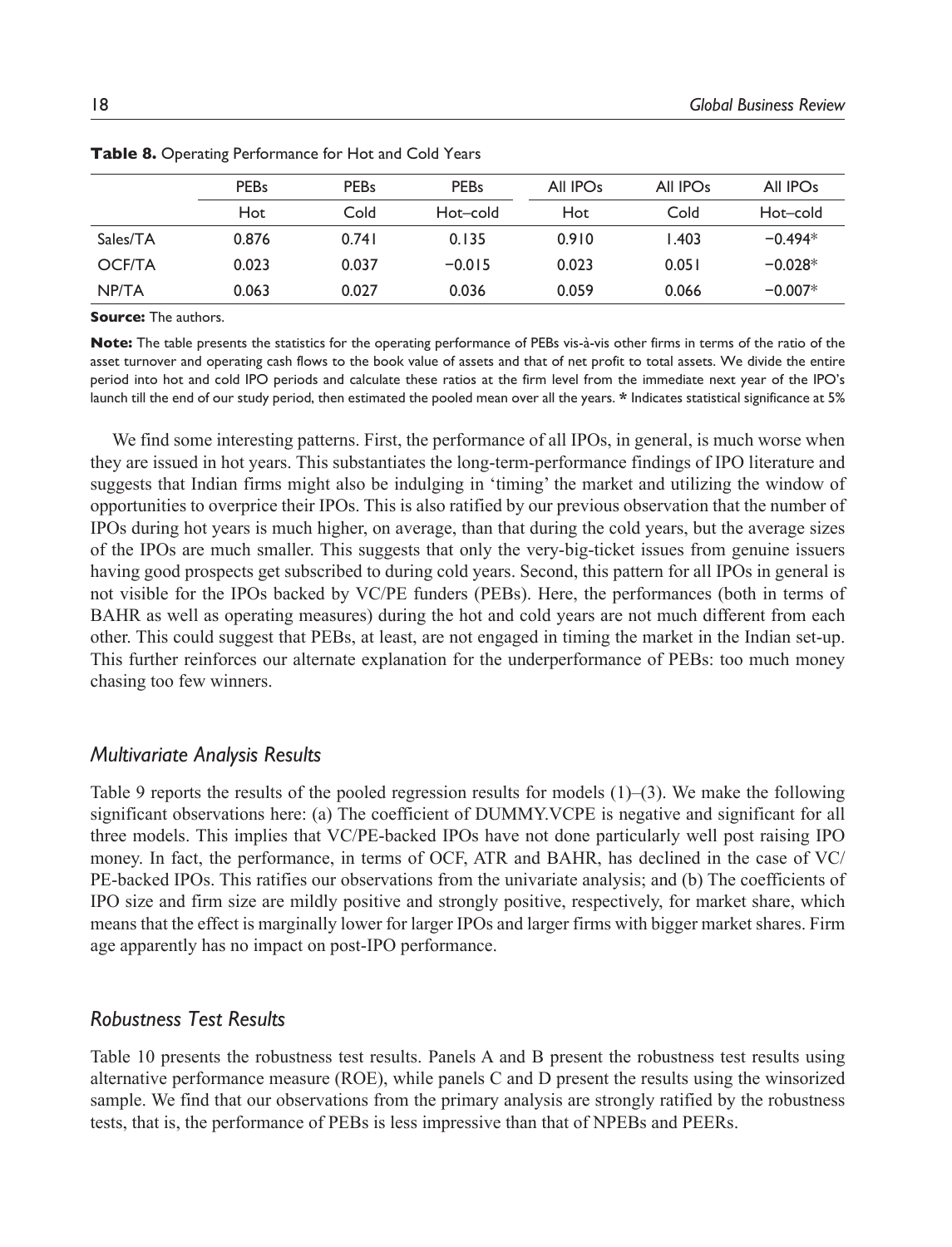**Table 8.** Operating Performance for Hot and Cold Years

| | PEBs | PEBs | PEBs | All IPOs | All IPOs | All IPOs |
|---|---|---|---|---|---|---|
| | Hot | Cold | Hot–cold | Hot | Cold | Hot–cold |
| Sales/TA | 0.876 | 0.741 | 0.135 | 0.910 | 1.403 | −0.494* |
| OCF/TA | 0.023 | 0.037 | −0.015 | 0.023 | 0.051 | −0.028* |
| NP/TA | 0.063 | 0.027 | 0.036 | 0.059 | 0.066 | −0.007* |

**Source:** The authors.

**Note:** The table presents the statistics for the operating performance of PEBs vis-à-vis other firms in terms of the ratio of the asset turnover and operating cash flows to the book value of assets and that of net profit to total assets. We divide the entire period into hot and cold IPO periods and calculate these ratios at the firm level from the immediate next year of the IPO's launch till the end of our study period, then estimated the pooled mean over all the years. * Indicates statistical significance at 5%

We find some interesting patterns. First, the performance of all IPOs, in general, is much worse when they are issued in hot years. This substantiates the long-term-performance findings of IPO literature and suggests that Indian firms might also be indulging in 'timing' the market and utilizing the window of opportunities to overprice their IPOs. This is also ratified by our previous observation that the number of IPOs during hot years is much higher, on average, than that during the cold years, but the average sizes of the IPOs are much smaller. This suggests that only the very-big-ticket issues from genuine issuers having good prospects get subscribed to during cold years. Second, this pattern for all IPOs in general is not visible for the IPOs backed by VC/PE funders (PEBs). Here, the performances (both in terms of BAHR as well as operating measures) during the hot and cold years are not much different from each other. This could suggest that PEBs, at least, are not engaged in timing the market in the Indian set-up. This further reinforces our alternate explanation for the underperformance of PEBs: too much money chasing too few winners.

## *Multivariate Analysis Results*

Table 9 reports the results of the pooled regression results for models (1)–(3). We make the following significant observations here: (a) The coefficient of DUMMY.VCPE is negative and significant for all three models. This implies that VC/PE-backed IPOs have not done particularly well post raising IPO money. In fact, the performance, in terms of OCF, ATR and BAHR, has declined in the case of VC/PE-backed IPOs. This ratifies our observations from the univariate analysis; and (b) The coefficients of IPO size and firm size are mildly positive and strongly positive, respectively, for market share, which means that the effect is marginally lower for larger IPOs and larger firms with bigger market shares. Firm age apparently has no impact on post-IPO performance.

## *Robustness Test Results*

Table 10 presents the robustness test results. Panels A and B present the robustness test results using alternative performance measure (ROE), while panels C and D present the results using the winsorized sample. We find that our observations from the primary analysis are strongly ratified by the robustness tests, that is, the performance of PEBs is less impressive than that of NPEBs and PEERs.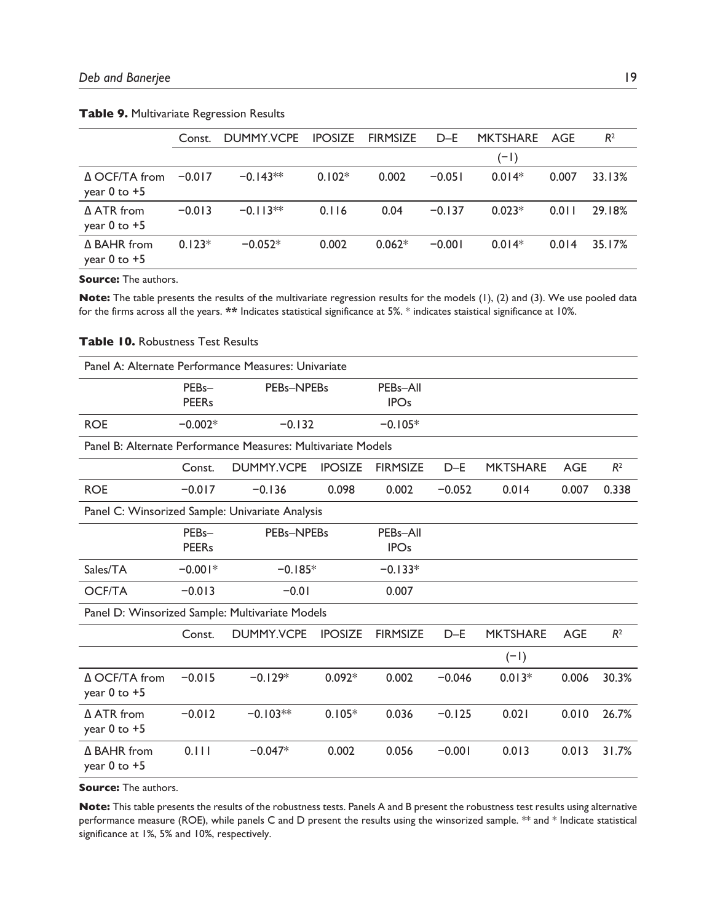**Table 9.** Multivariate Regression Results

| | Const. | DUMMY.VCPE | IPOSIZE | FIRMSIZE | D–E | MKTSHARE (−1) | AGE | $R^2$ |
|---|---|---|---|---|---|---|---|---|
| Δ OCF/TA from year 0 to +5 | −0.017 | −0.143** | 0.102* | 0.002 | −0.051 | 0.014* | 0.007 | 33.13% |
| Δ ATR from year 0 to +5 | −0.013 | −0.113** | 0.116 | 0.04 | −0.137 | 0.023* | 0.011 | 29.18% |
| Δ BAHR from year 0 to +5 | 0.123* | −0.052* | 0.002 | 0.062* | −0.001 | 0.014* | 0.014 | 35.17% |

**Source:** The authors.

**Note:** The table presents the results of the multivariate regression results for the models (1), (2) and (3). We use pooled data for the firms across all the years. ** Indicates statistical significance at 5%. * indicates staistical significance at 10%.

**Table 10.** Robustness Test Results

Panel A: Alternate Performance Measures: Univariate

| | PEBs–PEERs | PEBs–NPEBs | PEBs–All IPOs |
|---|---|---|---|
| ROE | −0.002* | −0.132 | −0.105* |

Panel B: Alternate Performance Measures: Multivariate Models

| | Const. | DUMMY.VCPE | IPOSIZE | FIRMSIZE | D–E | MKTSHARE | AGE | $R^2$ |
|---|---|---|---|---|---|---|---|---|
| ROE | −0.017 | −0.136 | 0.098 | 0.002 | −0.052 | 0.014 | 0.007 | 0.338 |

Panel C: Winsorized Sample: Univariate Analysis

| | PEBs–PEERs | PEBs–NPEBs | PEBs–All IPOs |
|---|---|---|---|
| Sales/TA | −0.001* | −0.185* | −0.133* |
| OCF/TA | −0.013 | −0.01 | 0.007 |

Panel D: Winsorized Sample: Multivariate Models

| | Const. | DUMMY.VCPE | IPOSIZE | FIRMSIZE | D–E | MKTSHARE (−1) | AGE | $R^2$ |
|---|---|---|---|---|---|---|---|---|
| Δ OCF/TA from year 0 to +5 | −0.015 | −0.129* | 0.092* | 0.002 | −0.046 | 0.013* | 0.006 | 30.3% |
| Δ ATR from year 0 to +5 | −0.012 | −0.103** | 0.105* | 0.036 | −0.125 | 0.021 | 0.010 | 26.7% |
| Δ BAHR from year 0 to +5 | 0.111 | −0.047* | 0.002 | 0.056 | −0.001 | 0.013 | 0.013 | 31.7% |

**Source:** The authors.

**Note:** This table presents the results of the robustness tests. Panels A and B present the robustness test results using alternative performance measure (ROE), while panels C and D present the results using the winsorized sample. ** and * Indicate statistical significance at 1%, 5% and 10%, respectively.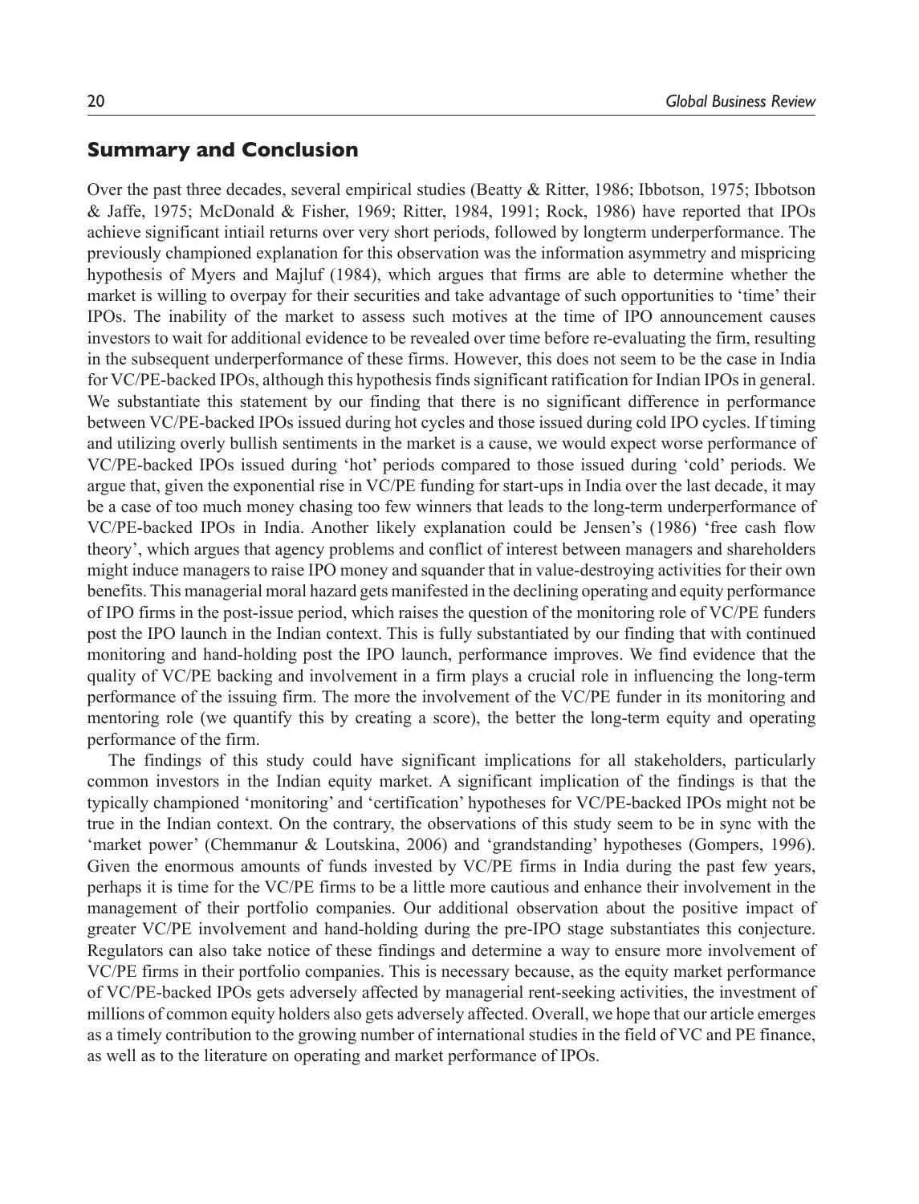## Summary and Conclusion

Over the past three decades, several empirical studies (Beatty & Ritter, 1986; Ibbotson, 1975; Ibbotson & Jaffe, 1975; McDonald & Fisher, 1969; Ritter, 1984, 1991; Rock, 1986) have reported that IPOs achieve significant intiail returns over very short periods, followed by longterm underperformance. The previously championed explanation for this observation was the information asymmetry and mispricing hypothesis of Myers and Majluf (1984), which argues that firms are able to determine whether the market is willing to overpay for their securities and take advantage of such opportunities to 'time' their IPOs. The inability of the market to assess such motives at the time of IPO announcement causes investors to wait for additional evidence to be revealed over time before re-evaluating the firm, resulting in the subsequent underperformance of these firms. However, this does not seem to be the case in India for VC/PE-backed IPOs, although this hypothesis finds significant ratification for Indian IPOs in general. We substantiate this statement by our finding that there is no significant difference in performance between VC/PE-backed IPOs issued during hot cycles and those issued during cold IPO cycles. If timing and utilizing overly bullish sentiments in the market is a cause, we would expect worse performance of VC/PE-backed IPOs issued during 'hot' periods compared to those issued during 'cold' periods. We argue that, given the exponential rise in VC/PE funding for start-ups in India over the last decade, it may be a case of too much money chasing too few winners that leads to the long-term underperformance of VC/PE-backed IPOs in India. Another likely explanation could be Jensen's (1986) 'free cash flow theory', which argues that agency problems and conflict of interest between managers and shareholders might induce managers to raise IPO money and squander that in value-destroying activities for their own benefits. This managerial moral hazard gets manifested in the declining operating and equity performance of IPO firms in the post-issue period, which raises the question of the monitoring role of VC/PE funders post the IPO launch in the Indian context. This is fully substantiated by our finding that with continued monitoring and hand-holding post the IPO launch, performance improves. We find evidence that the quality of VC/PE backing and involvement in a firm plays a crucial role in influencing the long-term performance of the issuing firm. The more the involvement of the VC/PE funder in its monitoring and mentoring role (we quantify this by creating a score), the better the long-term equity and operating performance of the firm.

The findings of this study could have significant implications for all stakeholders, particularly common investors in the Indian equity market. A significant implication of the findings is that the typically championed 'monitoring' and 'certification' hypotheses for VC/PE-backed IPOs might not be true in the Indian context. On the contrary, the observations of this study seem to be in sync with the 'market power' (Chemmanur & Loutskina, 2006) and 'grandstanding' hypotheses (Gompers, 1996). Given the enormous amounts of funds invested by VC/PE firms in India during the past few years, perhaps it is time for the VC/PE firms to be a little more cautious and enhance their involvement in the management of their portfolio companies. Our additional observation about the positive impact of greater VC/PE involvement and hand-holding during the pre-IPO stage substantiates this conjecture. Regulators can also take notice of these findings and determine a way to ensure more involvement of VC/PE firms in their portfolio companies. This is necessary because, as the equity market performance of VC/PE-backed IPOs gets adversely affected by managerial rent-seeking activities, the investment of millions of common equity holders also gets adversely affected. Overall, we hope that our article emerges as a timely contribution to the growing number of international studies in the field of VC and PE finance, as well as to the literature on operating and market performance of IPOs.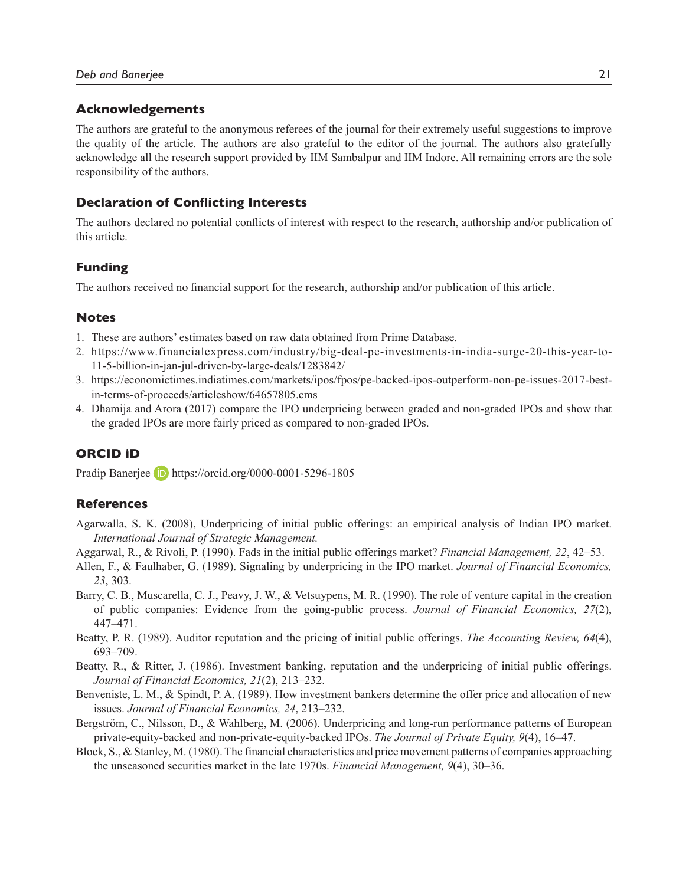## Acknowledgements

The authors are grateful to the anonymous referees of the journal for their extremely useful suggestions to improve the quality of the article. The authors are also grateful to the editor of the journal. The authors also gratefully acknowledge all the research support provided by IIM Sambalpur and IIM Indore. All remaining errors are the sole responsibility of the authors.

## Declaration of Conflicting Interests

The authors declared no potential conflicts of interest with respect to the research, authorship and/or publication of this article.

## Funding

The authors received no financial support for the research, authorship and/or publication of this article.

## Notes

1. These are authors' estimates based on raw data obtained from Prime Database.
2. https://www.financialexpress.com/industry/big-deal-pe-investments-in-india-surge-20-this-year-to-11-5-billion-in-jan-jul-driven-by-large-deals/1283842/
3. https://economictimes.indiatimes.com/markets/ipos/fpos/pe-backed-ipos-outperform-non-pe-issues-2017-best-in-terms-of-proceeds/articleshow/64657805.cms
4. Dhamija and Arora (2017) compare the IPO underpricing between graded and non-graded IPOs and show that the graded IPOs are more fairly priced as compared to non-graded IPOs.

## ORCID iD

Pradip Banerjee https://orcid.org/0000-0001-5296-1805

## References

Agarwalla, S. K. (2008), Underpricing of initial public offerings: an empirical analysis of Indian IPO market. *International Journal of Strategic Management.*

Aggarwal, R., & Rivoli, P. (1990). Fads in the initial public offerings market? *Financial Management, 22*, 42–53.

Allen, F., & Faulhaber, G. (1989). Signaling by underpricing in the IPO market. *Journal of Financial Economics, 23*, 303.

Barry, C. B., Muscarella, C. J., Peavy, J. W., & Vetsuypens, M. R. (1990). The role of venture capital in the creation of public companies: Evidence from the going-public process. *Journal of Financial Economics, 27*(2), 447–471.

Beatty, P. R. (1989). Auditor reputation and the pricing of initial public offerings. *The Accounting Review, 64*(4), 693–709.

Beatty, R., & Ritter, J. (1986). Investment banking, reputation and the underpricing of initial public offerings. *Journal of Financial Economics, 21*(2), 213–232.

Benveniste, L. M., & Spindt, P. A. (1989). How investment bankers determine the offer price and allocation of new issues. *Journal of Financial Economics, 24*, 213–232.

Bergström, C., Nilsson, D., & Wahlberg, M. (2006). Underpricing and long-run performance patterns of European private-equity-backed and non-private-equity-backed IPOs. *The Journal of Private Equity, 9*(4), 16–47.

Block, S., & Stanley, M. (1980). The financial characteristics and price movement patterns of companies approaching the unseasoned securities market in the late 1970s. *Financial Management, 9*(4), 30–36.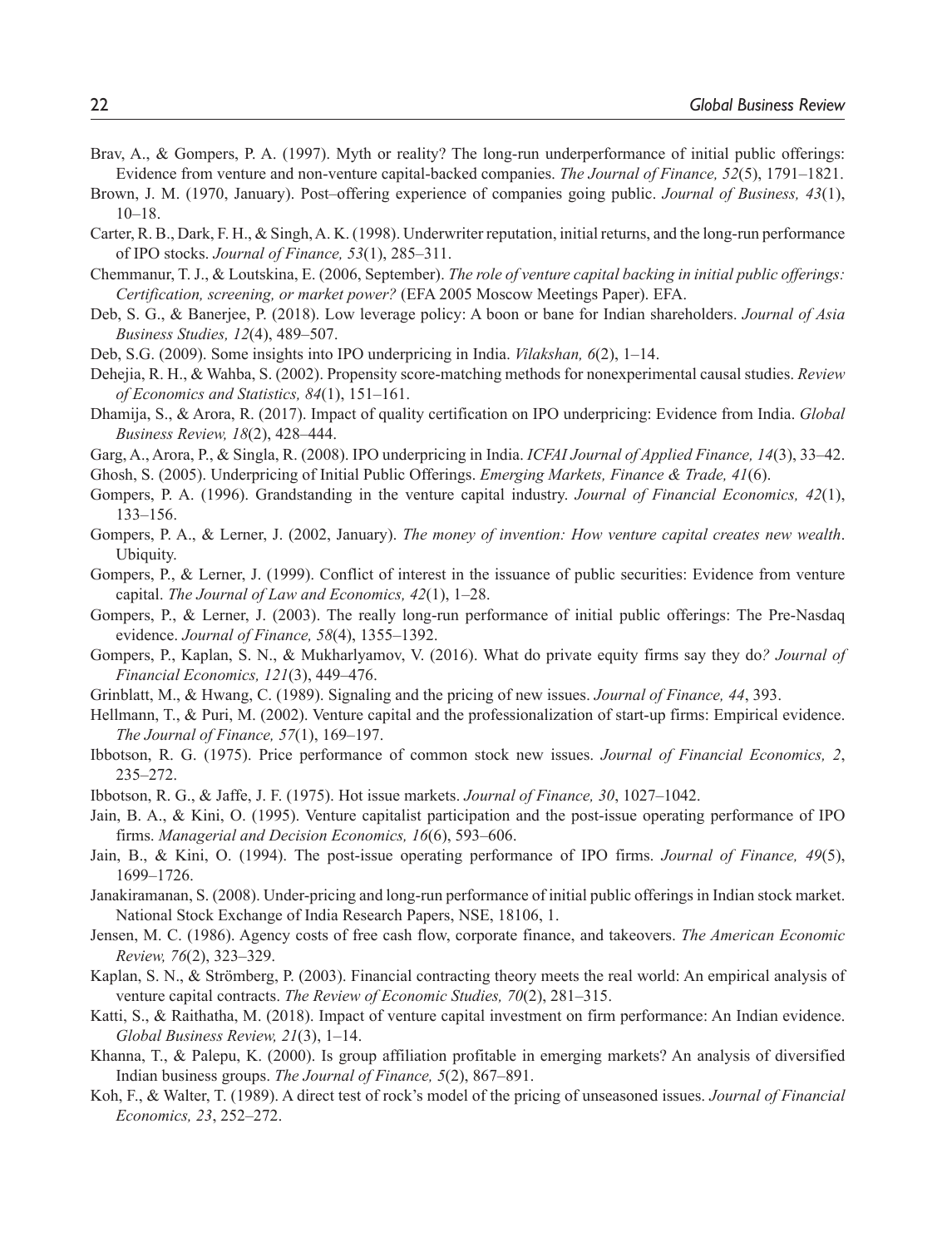Brav, A., & Gompers, P. A. (1997). Myth or reality? The long-run underperformance of initial public offerings: Evidence from venture and non-venture capital-backed companies. *The Journal of Finance, 52*(5), 1791–1821.

Brown, J. M. (1970, January). Post–offering experience of companies going public. *Journal of Business, 43*(1), 10–18.

Carter, R. B., Dark, F. H., & Singh, A. K. (1998). Underwriter reputation, initial returns, and the long-run performance of IPO stocks. *Journal of Finance, 53*(1), 285–311.

Chemmanur, T. J., & Loutskina, E. (2006, September). *The role of venture capital backing in initial public offerings: Certification, screening, or market power?* (EFA 2005 Moscow Meetings Paper). EFA.

Deb, S. G., & Banerjee, P. (2018). Low leverage policy: A boon or bane for Indian shareholders. *Journal of Asia Business Studies, 12*(4), 489–507.

Deb, S.G. (2009). Some insights into IPO underpricing in India. *Vilakshan, 6*(2), 1–14.

Dehejia, R. H., & Wahba, S. (2002). Propensity score-matching methods for nonexperimental causal studies. *Review of Economics and Statistics, 84*(1), 151–161.

Dhamija, S., & Arora, R. (2017). Impact of quality certification on IPO underpricing: Evidence from India. *Global Business Review, 18*(2), 428–444.

Garg, A., Arora, P., & Singla, R. (2008). IPO underpricing in India. *ICFAI Journal of Applied Finance, 14*(3), 33–42.

Ghosh, S. (2005). Underpricing of Initial Public Offerings. *Emerging Markets, Finance & Trade, 41*(6).

Gompers, P. A. (1996). Grandstanding in the venture capital industry. *Journal of Financial Economics, 42*(1), 133–156.

Gompers, P. A., & Lerner, J. (2002, January). *The money of invention: How venture capital creates new wealth*. Ubiquity.

Gompers, P., & Lerner, J. (1999). Conflict of interest in the issuance of public securities: Evidence from venture capital. *The Journal of Law and Economics, 42*(1), 1–28.

Gompers, P., & Lerner, J. (2003). The really long-run performance of initial public offerings: The Pre-Nasdaq evidence. *Journal of Finance, 58*(4), 1355–1392.

Gompers, P., Kaplan, S. N., & Mukharlyamov, V. (2016). What do private equity firms say they do*? Journal of Financial Economics, 121*(3), 449–476.

Grinblatt, M., & Hwang, C. (1989). Signaling and the pricing of new issues. *Journal of Finance, 44*, 393.

Hellmann, T., & Puri, M. (2002). Venture capital and the professionalization of start-up firms: Empirical evidence. *The Journal of Finance, 57*(1), 169–197.

Ibbotson, R. G. (1975). Price performance of common stock new issues. *Journal of Financial Economics, 2*, 235–272.

Ibbotson, R. G., & Jaffe, J. F. (1975). Hot issue markets. *Journal of Finance, 30*, 1027–1042.

Jain, B. A., & Kini, O. (1995). Venture capitalist participation and the post-issue operating performance of IPO firms. *Managerial and Decision Economics, 16*(6), 593–606.

Jain, B., & Kini, O. (1994). The post-issue operating performance of IPO firms. *Journal of Finance, 49*(5), 1699–1726.

Janakiramanan, S. (2008). Under-pricing and long-run performance of initial public offerings in Indian stock market. National Stock Exchange of India Research Papers, NSE, 18106, 1.

Jensen, M. C. (1986). Agency costs of free cash flow, corporate finance, and takeovers. *The American Economic Review, 76*(2), 323–329.

Kaplan, S. N., & Strömberg, P. (2003). Financial contracting theory meets the real world: An empirical analysis of venture capital contracts. *The Review of Economic Studies, 70*(2), 281–315.

Katti, S., & Raithatha, M. (2018). Impact of venture capital investment on firm performance: An Indian evidence. *Global Business Review, 21*(3), 1–14.

Khanna, T., & Palepu, K. (2000). Is group affiliation profitable in emerging markets? An analysis of diversified Indian business groups. *The Journal of Finance, 5*(2), 867–891.

Koh, F., & Walter, T. (1989). A direct test of rock's model of the pricing of unseasoned issues. *Journal of Financial Economics, 23*, 252–272.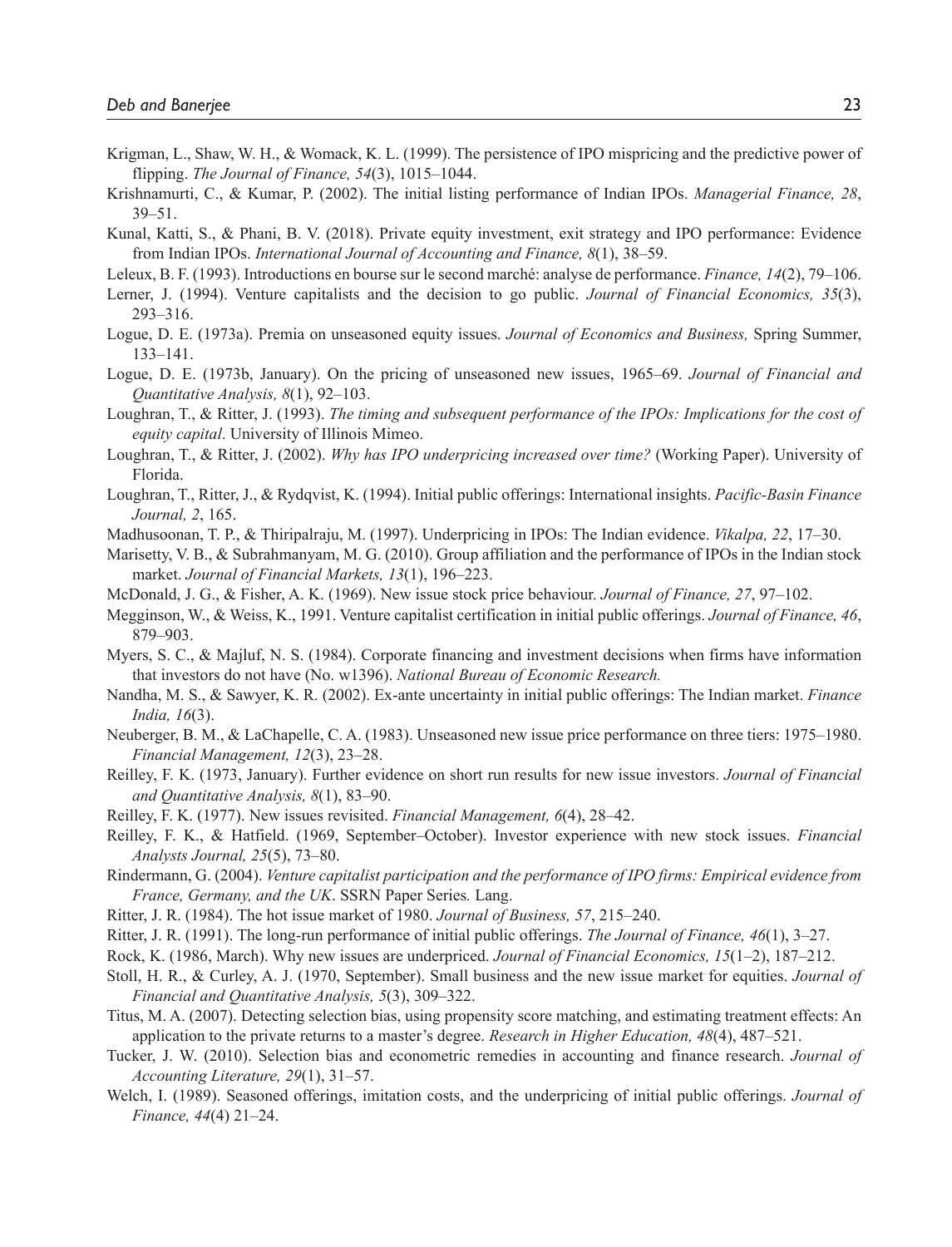Krigman, L., Shaw, W. H., & Womack, K. L. (1999). The persistence of IPO mispricing and the predictive power of flipping. *The Journal of Finance, 54*(3), 1015–1044.

Krishnamurti, C., & Kumar, P. (2002). The initial listing performance of Indian IPOs. *Managerial Finance, 28*, 39–51.

Kunal, Katti, S., & Phani, B. V. (2018). Private equity investment, exit strategy and IPO performance: Evidence from Indian IPOs. *International Journal of Accounting and Finance, 8*(1), 38–59.

Leleux, B. F. (1993). Introductions en bourse sur le second marché: analyse de performance. *Finance, 14*(2), 79–106.

Lerner, J. (1994). Venture capitalists and the decision to go public. *Journal of Financial Economics, 35*(3), 293–316.

Logue, D. E. (1973a). Premia on unseasoned equity issues. *Journal of Economics and Business,* Spring Summer, 133–141.

Logue, D. E. (1973b, January). On the pricing of unseasoned new issues, 1965–69. *Journal of Financial and Quantitative Analysis, 8*(1), 92–103.

Loughran, T., & Ritter, J. (1993). *The timing and subsequent performance of the IPOs: Implications for the cost of equity capital*. University of Illinois Mimeo.

Loughran, T., & Ritter, J. (2002). *Why has IPO underpricing increased over time?* (Working Paper). University of Florida.

Loughran, T., Ritter, J., & Rydqvist, K. (1994). Initial public offerings: International insights. *Pacific-Basin Finance Journal, 2*, 165.

Madhusoonan, T. P., & Thiripalraju, M. (1997). Underpricing in IPOs: The Indian evidence. *Vikalpa, 22*, 17–30.

Marisetty, V. B., & Subrahmanyam, M. G. (2010). Group affiliation and the performance of IPOs in the Indian stock market. *Journal of Financial Markets, 13*(1), 196–223.

McDonald, J. G., & Fisher, A. K. (1969). New issue stock price behaviour. *Journal of Finance, 27*, 97–102.

Megginson, W., & Weiss, K., 1991. Venture capitalist certification in initial public offerings. *Journal of Finance, 46*, 879–903.

Myers, S. C., & Majluf, N. S. (1984). Corporate financing and investment decisions when firms have information that investors do not have (No. w1396). *National Bureau of Economic Research.*

Nandha, M. S., & Sawyer, K. R. (2002). Ex-ante uncertainty in initial public offerings: The Indian market. *Finance India, 16*(3).

Neuberger, B. M., & LaChapelle, C. A. (1983). Unseasoned new issue price performance on three tiers: 1975–1980. *Financial Management, 12*(3), 23–28.

Reilley, F. K. (1973, January). Further evidence on short run results for new issue investors. *Journal of Financial and Quantitative Analysis, 8*(1), 83–90.

Reilley, F. K. (1977). New issues revisited. *Financial Management, 6*(4), 28–42.

Reilley, F. K., & Hatfield. (1969, September–October). Investor experience with new stock issues. *Financial Analysts Journal, 25*(5), 73–80.

Rindermann, G. (2004). *Venture capitalist participation and the performance of IPO firms: Empirical evidence from France, Germany, and the UK*. SSRN Paper Series*.* Lang.

Ritter, J. R. (1984). The hot issue market of 1980. *Journal of Business, 57*, 215–240.

Ritter, J. R. (1991). The long-run performance of initial public offerings. *The Journal of Finance, 46*(1), 3–27.

Rock, K. (1986, March). Why new issues are underpriced. *Journal of Financial Economics, 15*(1–2), 187–212.

Stoll, H. R., & Curley, A. J. (1970, September). Small business and the new issue market for equities. *Journal of Financial and Quantitative Analysis, 5*(3), 309–322.

Titus, M. A. (2007). Detecting selection bias, using propensity score matching, and estimating treatment effects: An application to the private returns to a master's degree. *Research in Higher Education, 48*(4), 487–521.

Tucker, J. W. (2010). Selection bias and econometric remedies in accounting and finance research. *Journal of Accounting Literature, 29*(1), 31–57.

Welch, I. (1989). Seasoned offerings, imitation costs, and the underpricing of initial public offerings. *Journal of Finance, 44*(4) 21–24.